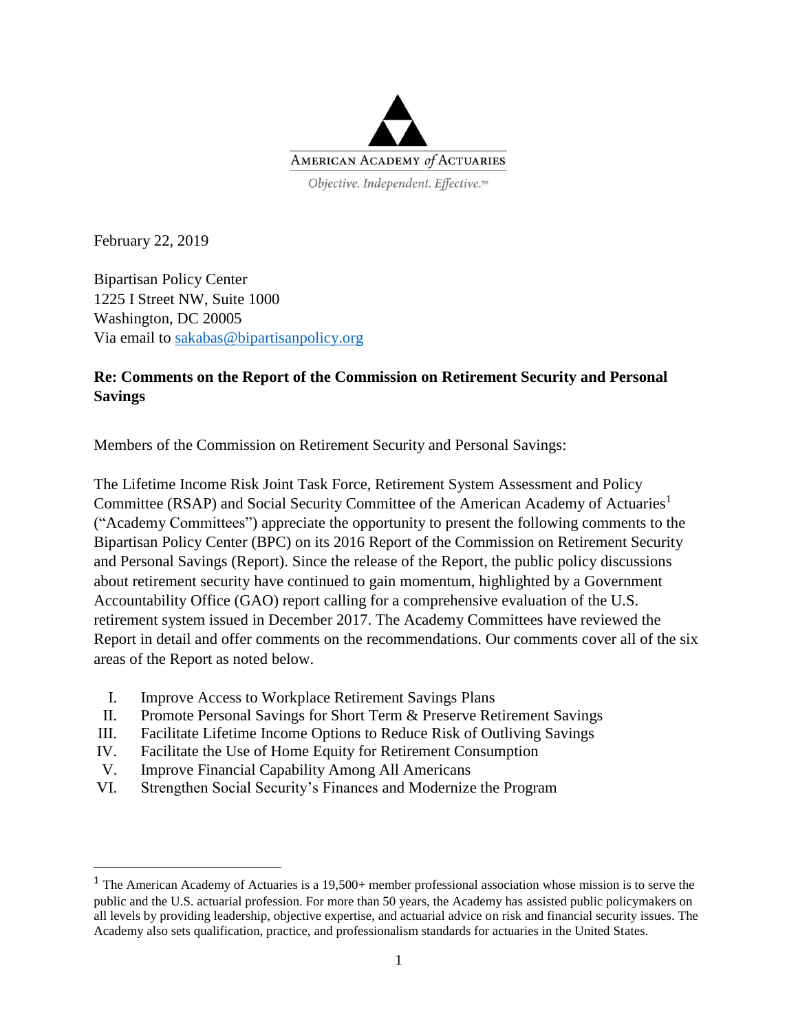AMERICAN ACADEMY *of* ACTUARIES

*Objective. Independent. Effective.™*

February 22, 2019

Bipartisan Policy Center
1225 I Street NW, Suite 1000
Washington, DC 20005
Via email to sakabas@bipartisanpolicy.org

**Re: Comments on the Report of the Commission on Retirement Security and Personal Savings**

Members of the Commission on Retirement Security and Personal Savings:

The Lifetime Income Risk Joint Task Force, Retirement System Assessment and Policy Committee (RSAP) and Social Security Committee of the American Academy of Actuaries[1] ("Academy Committees") appreciate the opportunity to present the following comments to the Bipartisan Policy Center (BPC) on its 2016 Report of the Commission on Retirement Security and Personal Savings (Report). Since the release of the Report, the public policy discussions about retirement security have continued to gain momentum, highlighted by a Government Accountability Office (GAO) report calling for a comprehensive evaluation of the U.S. retirement system issued in December 2017. The Academy Committees have reviewed the Report in detail and offer comments on the recommendations. Our comments cover all of the six areas of the Report as noted below.

I. Improve Access to Workplace Retirement Savings Plans
II. Promote Personal Savings for Short Term & Preserve Retirement Savings
III. Facilitate Lifetime Income Options to Reduce Risk of Outliving Savings
IV. Facilitate the Use of Home Equity for Retirement Consumption
V. Improve Financial Capability Among All Americans
VI. Strengthen Social Security's Finances and Modernize the Program

[1] The American Academy of Actuaries is a 19,500+ member professional association whose mission is to serve the public and the U.S. actuarial profession. For more than 50 years, the Academy has assisted public policymakers on all levels by providing leadership, objective expertise, and actuarial advice on risk and financial security issues. The Academy also sets qualification, practice, and professionalism standards for actuaries in the United States.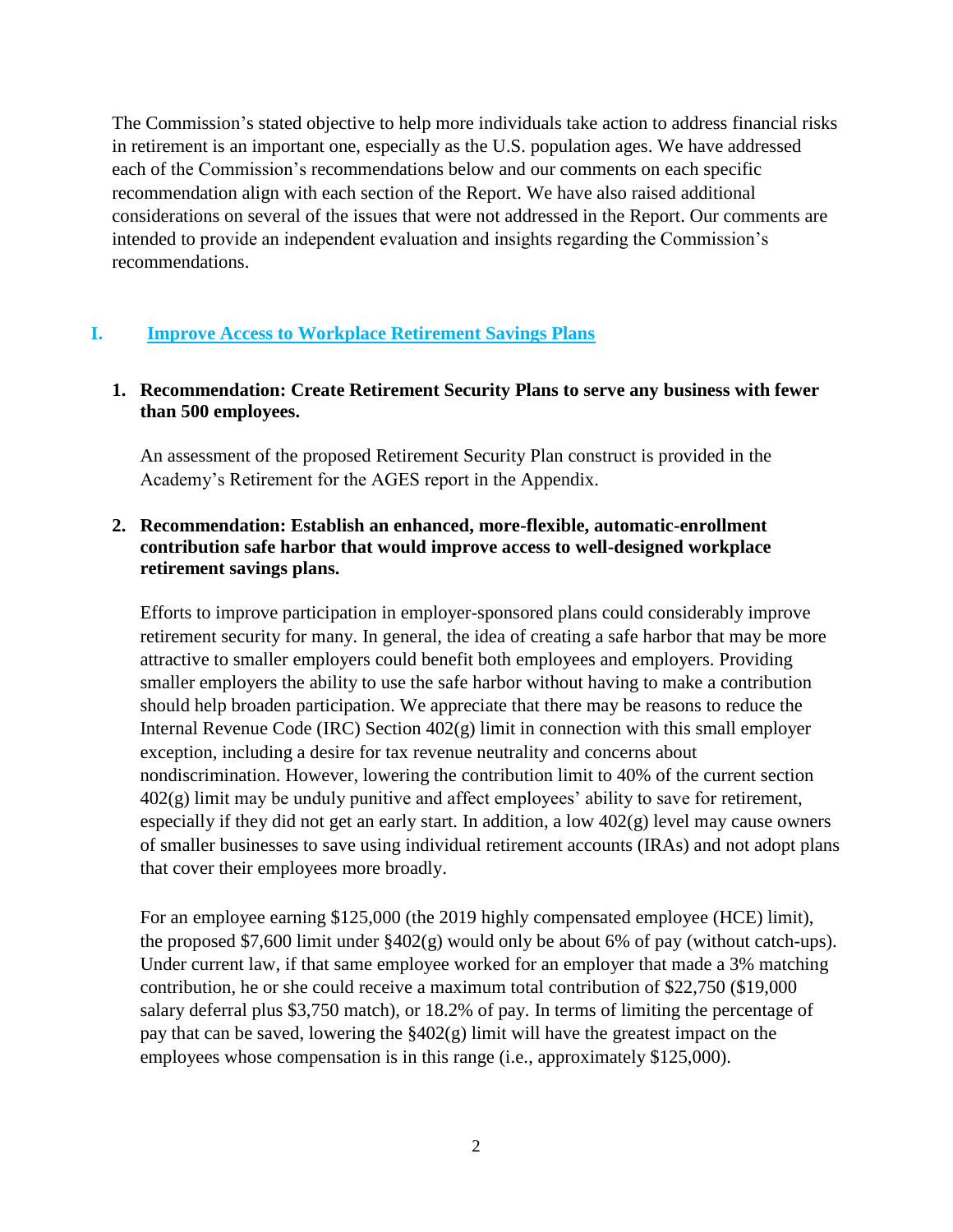The Commission's stated objective to help more individuals take action to address financial risks in retirement is an important one, especially as the U.S. population ages. We have addressed each of the Commission's recommendations below and our comments on each specific recommendation align with each section of the Report. We have also raised additional considerations on several of the issues that were not addressed in the Report. Our comments are intended to provide an independent evaluation and insights regarding the Commission's recommendations.

## I. Improve Access to Workplace Retirement Savings Plans

### 1. Recommendation: Create Retirement Security Plans to serve any business with fewer than 500 employees.

An assessment of the proposed Retirement Security Plan construct is provided in the Academy's Retirement for the AGES report in the Appendix.

### 2. Recommendation: Establish an enhanced, more-flexible, automatic-enrollment contribution safe harbor that would improve access to well-designed workplace retirement savings plans.

Efforts to improve participation in employer-sponsored plans could considerably improve retirement security for many. In general, the idea of creating a safe harbor that may be more attractive to smaller employers could benefit both employees and employers. Providing smaller employers the ability to use the safe harbor without having to make a contribution should help broaden participation. We appreciate that there may be reasons to reduce the Internal Revenue Code (IRC) Section 402(g) limit in connection with this small employer exception, including a desire for tax revenue neutrality and concerns about nondiscrimination. However, lowering the contribution limit to 40% of the current section 402(g) limit may be unduly punitive and affect employees' ability to save for retirement, especially if they did not get an early start. In addition, a low 402(g) level may cause owners of smaller businesses to save using individual retirement accounts (IRAs) and not adopt plans that cover their employees more broadly.

For an employee earning $125,000 (the 2019 highly compensated employee (HCE) limit), the proposed $7,600 limit under §402(g) would only be about 6% of pay (without catch-ups). Under current law, if that same employee worked for an employer that made a 3% matching contribution, he or she could receive a maximum total contribution of $22,750 ($19,000 salary deferral plus $3,750 match), or 18.2% of pay. In terms of limiting the percentage of pay that can be saved, lowering the §402(g) limit will have the greatest impact on the employees whose compensation is in this range (i.e., approximately $125,000).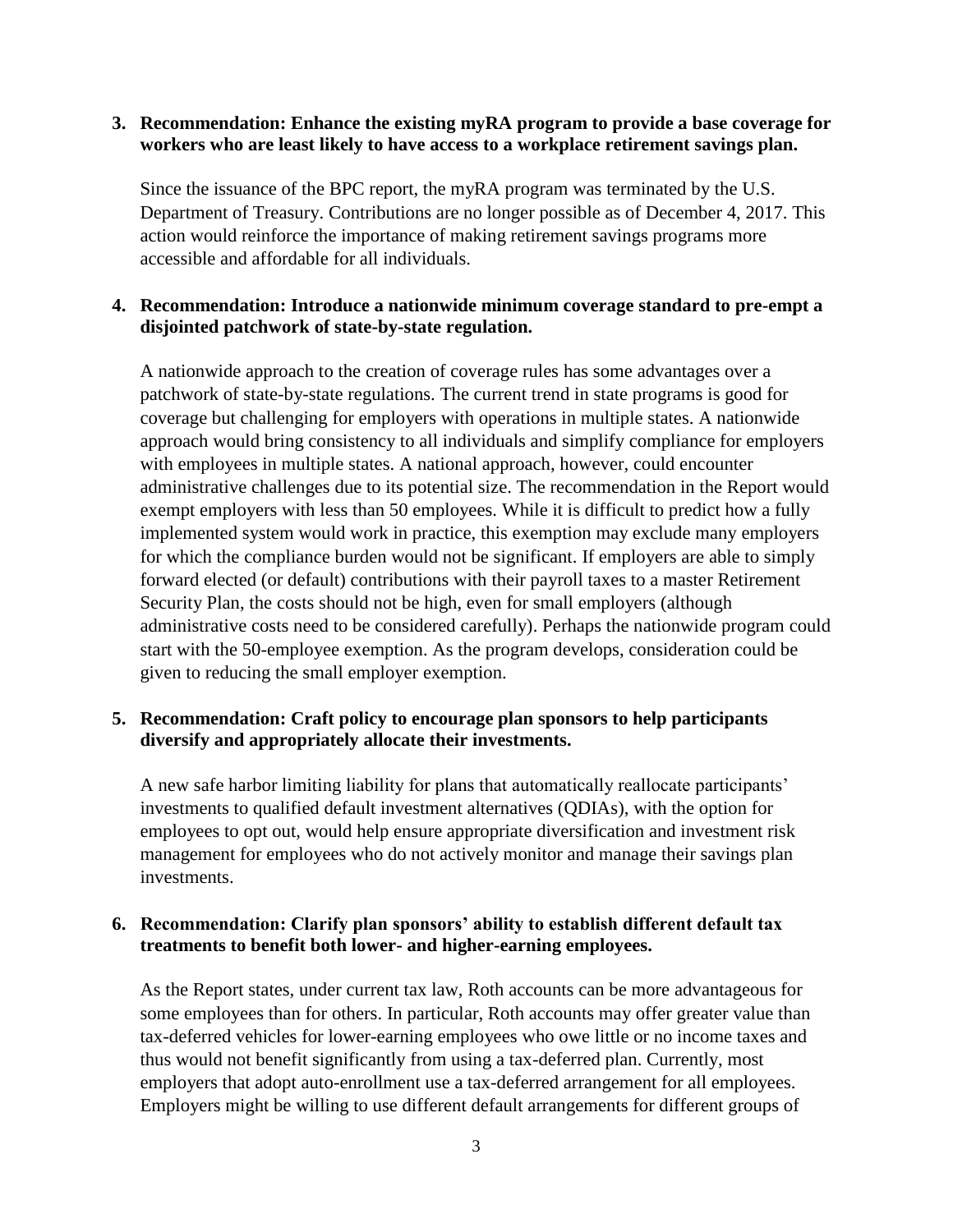**3. Recommendation: Enhance the existing myRA program to provide a base coverage for workers who are least likely to have access to a workplace retirement savings plan.**

Since the issuance of the BPC report, the myRA program was terminated by the U.S. Department of Treasury. Contributions are no longer possible as of December 4, 2017. This action would reinforce the importance of making retirement savings programs more accessible and affordable for all individuals.

**4. Recommendation: Introduce a nationwide minimum coverage standard to pre-empt a disjointed patchwork of state-by-state regulation.**

A nationwide approach to the creation of coverage rules has some advantages over a patchwork of state-by-state regulations. The current trend in state programs is good for coverage but challenging for employers with operations in multiple states. A nationwide approach would bring consistency to all individuals and simplify compliance for employers with employees in multiple states. A national approach, however, could encounter administrative challenges due to its potential size. The recommendation in the Report would exempt employers with less than 50 employees. While it is difficult to predict how a fully implemented system would work in practice, this exemption may exclude many employers for which the compliance burden would not be significant. If employers are able to simply forward elected (or default) contributions with their payroll taxes to a master Retirement Security Plan, the costs should not be high, even for small employers (although administrative costs need to be considered carefully). Perhaps the nationwide program could start with the 50-employee exemption. As the program develops, consideration could be given to reducing the small employer exemption.

**5. Recommendation: Craft policy to encourage plan sponsors to help participants diversify and appropriately allocate their investments.**

A new safe harbor limiting liability for plans that automatically reallocate participants' investments to qualified default investment alternatives (QDIAs), with the option for employees to opt out, would help ensure appropriate diversification and investment risk management for employees who do not actively monitor and manage their savings plan investments.

**6. Recommendation: Clarify plan sponsors' ability to establish different default tax treatments to benefit both lower- and higher-earning employees.**

As the Report states, under current tax law, Roth accounts can be more advantageous for some employees than for others. In particular, Roth accounts may offer greater value than tax-deferred vehicles for lower-earning employees who owe little or no income taxes and thus would not benefit significantly from using a tax-deferred plan. Currently, most employers that adopt auto-enrollment use a tax-deferred arrangement for all employees. Employers might be willing to use different default arrangements for different groups of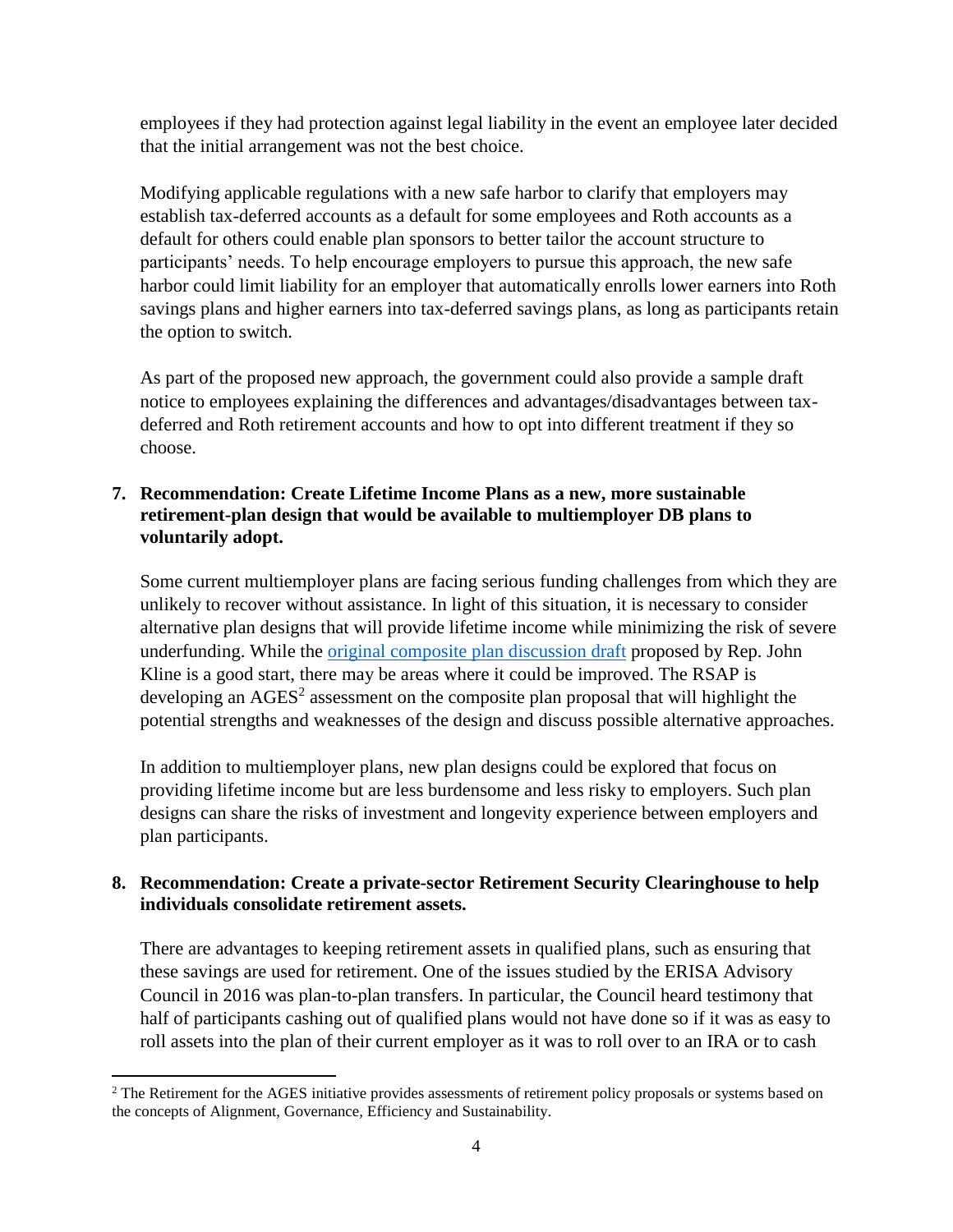employees if they had protection against legal liability in the event an employee later decided that the initial arrangement was not the best choice.

Modifying applicable regulations with a new safe harbor to clarify that employers may establish tax-deferred accounts as a default for some employees and Roth accounts as a default for others could enable plan sponsors to better tailor the account structure to participants' needs. To help encourage employers to pursue this approach, the new safe harbor could limit liability for an employer that automatically enrolls lower earners into Roth savings plans and higher earners into tax-deferred savings plans, as long as participants retain the option to switch.

As part of the proposed new approach, the government could also provide a sample draft notice to employees explaining the differences and advantages/disadvantages between tax-deferred and Roth retirement accounts and how to opt into different treatment if they so choose.

**7. Recommendation: Create Lifetime Income Plans as a new, more sustainable retirement-plan design that would be available to multiemployer DB plans to voluntarily adopt.**

Some current multiemployer plans are facing serious funding challenges from which they are unlikely to recover without assistance. In light of this situation, it is necessary to consider alternative plan designs that will provide lifetime income while minimizing the risk of severe underfunding. While the [original composite plan discussion draft]() proposed by Rep. John Kline is a good start, there may be areas where it could be improved. The RSAP is developing an AGES[2] assessment on the composite plan proposal that will highlight the potential strengths and weaknesses of the design and discuss possible alternative approaches.

In addition to multiemployer plans, new plan designs could be explored that focus on providing lifetime income but are less burdensome and less risky to employers. Such plan designs can share the risks of investment and longevity experience between employers and plan participants.

**8. Recommendation: Create a private-sector Retirement Security Clearinghouse to help individuals consolidate retirement assets.**

There are advantages to keeping retirement assets in qualified plans, such as ensuring that these savings are used for retirement. One of the issues studied by the ERISA Advisory Council in 2016 was plan-to-plan transfers. In particular, the Council heard testimony that half of participants cashing out of qualified plans would not have done so if it was as easy to roll assets into the plan of their current employer as it was to roll over to an IRA or to cash

---

[2] The Retirement for the AGES initiative provides assessments of retirement policy proposals or systems based on the concepts of Alignment, Governance, Efficiency and Sustainability.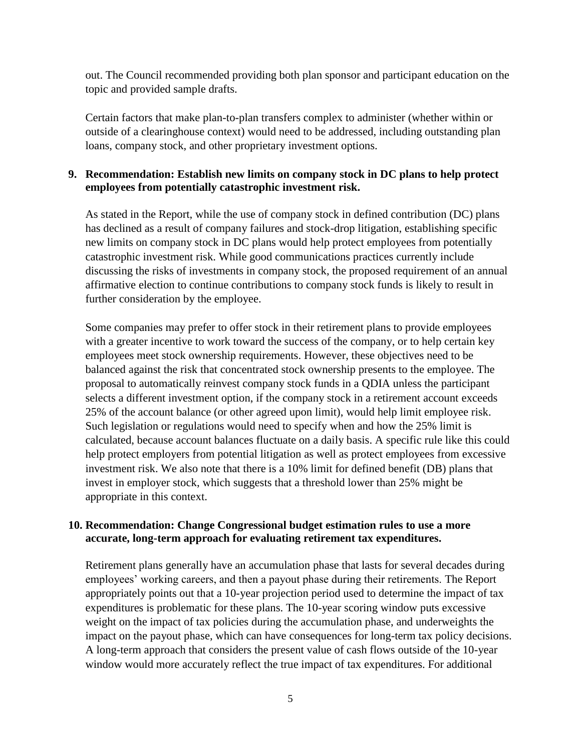out. The Council recommended providing both plan sponsor and participant education on the topic and provided sample drafts.

Certain factors that make plan-to-plan transfers complex to administer (whether within or outside of a clearinghouse context) would need to be addressed, including outstanding plan loans, company stock, and other proprietary investment options.

**9. Recommendation: Establish new limits on company stock in DC plans to help protect employees from potentially catastrophic investment risk.**

As stated in the Report, while the use of company stock in defined contribution (DC) plans has declined as a result of company failures and stock-drop litigation, establishing specific new limits on company stock in DC plans would help protect employees from potentially catastrophic investment risk. While good communications practices currently include discussing the risks of investments in company stock, the proposed requirement of an annual affirmative election to continue contributions to company stock funds is likely to result in further consideration by the employee.

Some companies may prefer to offer stock in their retirement plans to provide employees with a greater incentive to work toward the success of the company, or to help certain key employees meet stock ownership requirements. However, these objectives need to be balanced against the risk that concentrated stock ownership presents to the employee. The proposal to automatically reinvest company stock funds in a QDIA unless the participant selects a different investment option, if the company stock in a retirement account exceeds 25% of the account balance (or other agreed upon limit), would help limit employee risk. Such legislation or regulations would need to specify when and how the 25% limit is calculated, because account balances fluctuate on a daily basis. A specific rule like this could help protect employers from potential litigation as well as protect employees from excessive investment risk. We also note that there is a 10% limit for defined benefit (DB) plans that invest in employer stock, which suggests that a threshold lower than 25% might be appropriate in this context.

**10. Recommendation: Change Congressional budget estimation rules to use a more accurate, long-term approach for evaluating retirement tax expenditures.**

Retirement plans generally have an accumulation phase that lasts for several decades during employees' working careers, and then a payout phase during their retirements. The Report appropriately points out that a 10-year projection period used to determine the impact of tax expenditures is problematic for these plans. The 10-year scoring window puts excessive weight on the impact of tax policies during the accumulation phase, and underweights the impact on the payout phase, which can have consequences for long-term tax policy decisions. A long-term approach that considers the present value of cash flows outside of the 10-year window would more accurately reflect the true impact of tax expenditures. For additional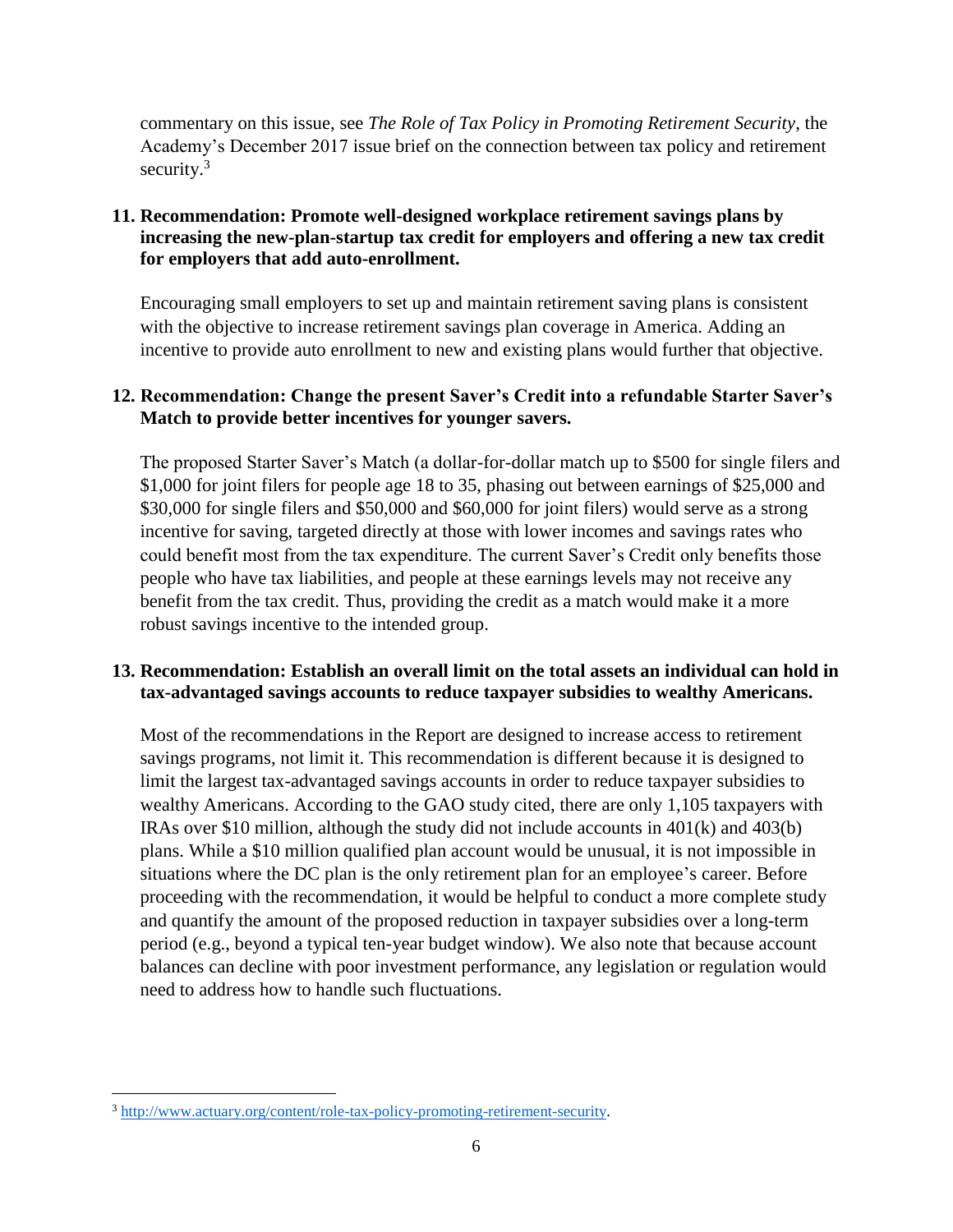commentary on this issue, see *The Role of Tax Policy in Promoting Retirement Security*, the Academy's December 2017 issue brief on the connection between tax policy and retirement security.[3]

**11. Recommendation: Promote well-designed workplace retirement savings plans by increasing the new-plan-startup tax credit for employers and offering a new tax credit for employers that add auto-enrollment.**

Encouraging small employers to set up and maintain retirement saving plans is consistent with the objective to increase retirement savings plan coverage in America. Adding an incentive to provide auto enrollment to new and existing plans would further that objective.

**12. Recommendation: Change the present Saver's Credit into a refundable Starter Saver's Match to provide better incentives for younger savers.**

The proposed Starter Saver's Match (a dollar-for-dollar match up to $500 for single filers and $1,000 for joint filers for people age 18 to 35, phasing out between earnings of $25,000 and $30,000 for single filers and $50,000 and $60,000 for joint filers) would serve as a strong incentive for saving, targeted directly at those with lower incomes and savings rates who could benefit most from the tax expenditure. The current Saver's Credit only benefits those people who have tax liabilities, and people at these earnings levels may not receive any benefit from the tax credit. Thus, providing the credit as a match would make it a more robust savings incentive to the intended group.

**13. Recommendation: Establish an overall limit on the total assets an individual can hold in tax-advantaged savings accounts to reduce taxpayer subsidies to wealthy Americans.**

Most of the recommendations in the Report are designed to increase access to retirement savings programs, not limit it. This recommendation is different because it is designed to limit the largest tax-advantaged savings accounts in order to reduce taxpayer subsidies to wealthy Americans. According to the GAO study cited, there are only 1,105 taxpayers with IRAs over $10 million, although the study did not include accounts in 401(k) and 403(b) plans. While a $10 million qualified plan account would be unusual, it is not impossible in situations where the DC plan is the only retirement plan for an employee's career. Before proceeding with the recommendation, it would be helpful to conduct a more complete study and quantify the amount of the proposed reduction in taxpayer subsidies over a long-term period (e.g., beyond a typical ten-year budget window). We also note that because account balances can decline with poor investment performance, any legislation or regulation would need to address how to handle such fluctuations.

---

[3] http://www.actuary.org/content/role-tax-policy-promoting-retirement-security.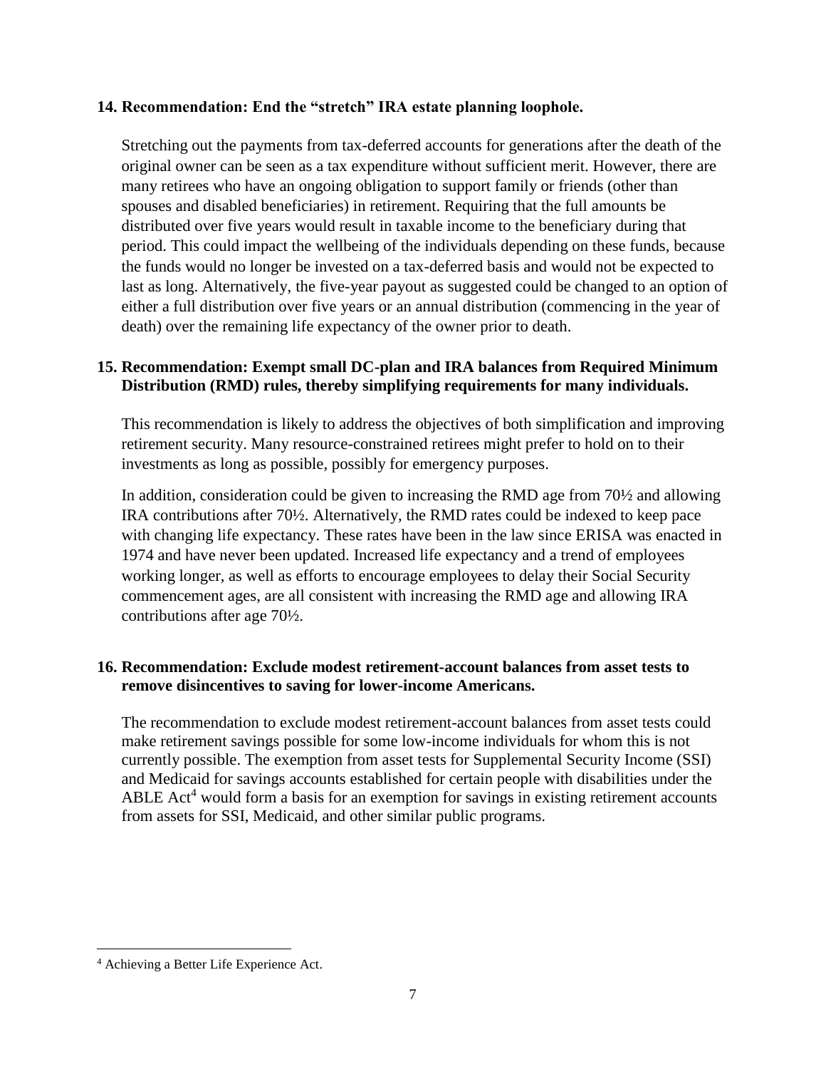**14. Recommendation: End the "stretch" IRA estate planning loophole.**

Stretching out the payments from tax-deferred accounts for generations after the death of the original owner can be seen as a tax expenditure without sufficient merit. However, there are many retirees who have an ongoing obligation to support family or friends (other than spouses and disabled beneficiaries) in retirement. Requiring that the full amounts be distributed over five years would result in taxable income to the beneficiary during that period. This could impact the wellbeing of the individuals depending on these funds, because the funds would no longer be invested on a tax-deferred basis and would not be expected to last as long. Alternatively, the five-year payout as suggested could be changed to an option of either a full distribution over five years or an annual distribution (commencing in the year of death) over the remaining life expectancy of the owner prior to death.

**15. Recommendation: Exempt small DC-plan and IRA balances from Required Minimum Distribution (RMD) rules, thereby simplifying requirements for many individuals.**

This recommendation is likely to address the objectives of both simplification and improving retirement security. Many resource-constrained retirees might prefer to hold on to their investments as long as possible, possibly for emergency purposes.

In addition, consideration could be given to increasing the RMD age from 70½ and allowing IRA contributions after 70½. Alternatively, the RMD rates could be indexed to keep pace with changing life expectancy. These rates have been in the law since ERISA was enacted in 1974 and have never been updated. Increased life expectancy and a trend of employees working longer, as well as efforts to encourage employees to delay their Social Security commencement ages, are all consistent with increasing the RMD age and allowing IRA contributions after age 70½.

**16. Recommendation: Exclude modest retirement-account balances from asset tests to remove disincentives to saving for lower-income Americans.**

The recommendation to exclude modest retirement-account balances from asset tests could make retirement savings possible for some low-income individuals for whom this is not currently possible. The exemption from asset tests for Supplemental Security Income (SSI) and Medicaid for savings accounts established for certain people with disabilities under the ABLE Act[4] would form a basis for an exemption for savings in existing retirement accounts from assets for SSI, Medicaid, and other similar public programs.

[4] Achieving a Better Life Experience Act.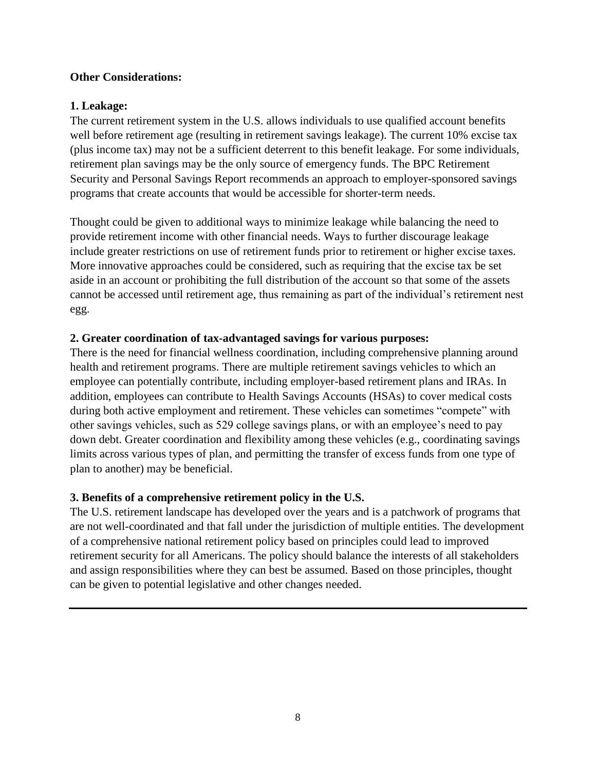**Other Considerations:**

**1. Leakage:**

The current retirement system in the U.S. allows individuals to use qualified account benefits well before retirement age (resulting in retirement savings leakage). The current 10% excise tax (plus income tax) may not be a sufficient deterrent to this benefit leakage. For some individuals, retirement plan savings may be the only source of emergency funds. The BPC Retirement Security and Personal Savings Report recommends an approach to employer-sponsored savings programs that create accounts that would be accessible for shorter-term needs.

Thought could be given to additional ways to minimize leakage while balancing the need to provide retirement income with other financial needs. Ways to further discourage leakage include greater restrictions on use of retirement funds prior to retirement or higher excise taxes. More innovative approaches could be considered, such as requiring that the excise tax be set aside in an account or prohibiting the full distribution of the account so that some of the assets cannot be accessed until retirement age, thus remaining as part of the individual's retirement nest egg.

**2. Greater coordination of tax-advantaged savings for various purposes:**

There is the need for financial wellness coordination, including comprehensive planning around health and retirement programs. There are multiple retirement savings vehicles to which an employee can potentially contribute, including employer-based retirement plans and IRAs. In addition, employees can contribute to Health Savings Accounts (HSAs) to cover medical costs during both active employment and retirement. These vehicles can sometimes "compete" with other savings vehicles, such as 529 college savings plans, or with an employee's need to pay down debt. Greater coordination and flexibility among these vehicles (e.g., coordinating savings limits across various types of plan, and permitting the transfer of excess funds from one type of plan to another) may be beneficial.

**3. Benefits of a comprehensive retirement policy in the U.S.**

The U.S. retirement landscape has developed over the years and is a patchwork of programs that are not well-coordinated and that fall under the jurisdiction of multiple entities. The development of a comprehensive national retirement policy based on principles could lead to improved retirement security for all Americans. The policy should balance the interests of all stakeholders and assign responsibilities where they can best be assumed. Based on those principles, thought can be given to potential legislative and other changes needed.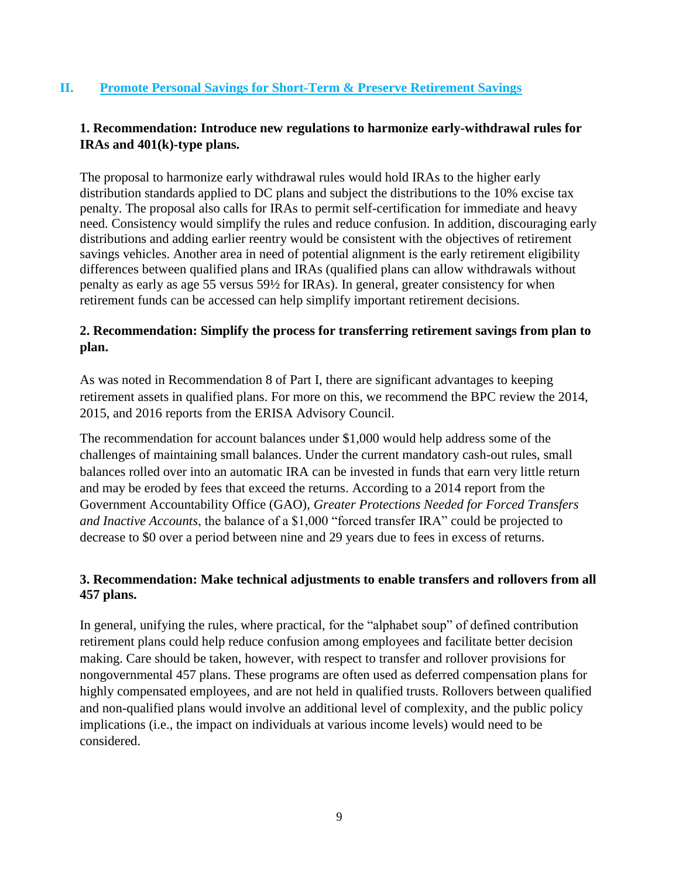## II. Promote Personal Savings for Short-Term & Preserve Retirement Savings

### 1. Recommendation: Introduce new regulations to harmonize early-withdrawal rules for IRAs and 401(k)-type plans.

The proposal to harmonize early withdrawal rules would hold IRAs to the higher early distribution standards applied to DC plans and subject the distributions to the 10% excise tax penalty. The proposal also calls for IRAs to permit self-certification for immediate and heavy need. Consistency would simplify the rules and reduce confusion. In addition, discouraging early distributions and adding earlier reentry would be consistent with the objectives of retirement savings vehicles. Another area in need of potential alignment is the early retirement eligibility differences between qualified plans and IRAs (qualified plans can allow withdrawals without penalty as early as age 55 versus 59½ for IRAs). In general, greater consistency for when retirement funds can be accessed can help simplify important retirement decisions.

### 2. Recommendation: Simplify the process for transferring retirement savings from plan to plan.

As was noted in Recommendation 8 of Part I, there are significant advantages to keeping retirement assets in qualified plans. For more on this, we recommend the BPC review the 2014, 2015, and 2016 reports from the ERISA Advisory Council.

The recommendation for account balances under $1,000 would help address some of the challenges of maintaining small balances. Under the current mandatory cash-out rules, small balances rolled over into an automatic IRA can be invested in funds that earn very little return and may be eroded by fees that exceed the returns. According to a 2014 report from the Government Accountability Office (GAO), *Greater Protections Needed for Forced Transfers and Inactive Accounts*, the balance of a $1,000 "forced transfer IRA" could be projected to decrease to $0 over a period between nine and 29 years due to fees in excess of returns.

### 3. Recommendation: Make technical adjustments to enable transfers and rollovers from all 457 plans.

In general, unifying the rules, where practical, for the "alphabet soup" of defined contribution retirement plans could help reduce confusion among employees and facilitate better decision making. Care should be taken, however, with respect to transfer and rollover provisions for nongovernmental 457 plans. These programs are often used as deferred compensation plans for highly compensated employees, and are not held in qualified trusts. Rollovers between qualified and non-qualified plans would involve an additional level of complexity, and the public policy implications (i.e., the impact on individuals at various income levels) would need to be considered.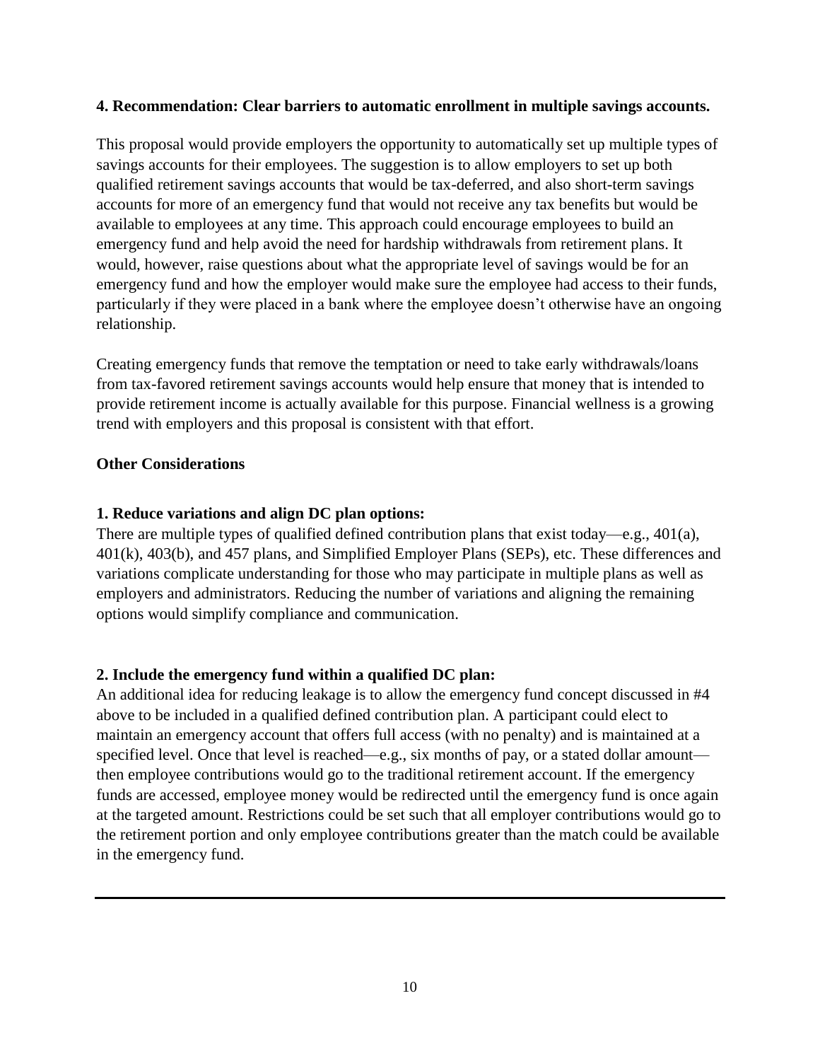**4. Recommendation: Clear barriers to automatic enrollment in multiple savings accounts.**

This proposal would provide employers the opportunity to automatically set up multiple types of savings accounts for their employees. The suggestion is to allow employers to set up both qualified retirement savings accounts that would be tax-deferred, and also short-term savings accounts for more of an emergency fund that would not receive any tax benefits but would be available to employees at any time. This approach could encourage employees to build an emergency fund and help avoid the need for hardship withdrawals from retirement plans. It would, however, raise questions about what the appropriate level of savings would be for an emergency fund and how the employer would make sure the employee had access to their funds, particularly if they were placed in a bank where the employee doesn't otherwise have an ongoing relationship.

Creating emergency funds that remove the temptation or need to take early withdrawals/loans from tax-favored retirement savings accounts would help ensure that money that is intended to provide retirement income is actually available for this purpose. Financial wellness is a growing trend with employers and this proposal is consistent with that effort.

**Other Considerations**

**1. Reduce variations and align DC plan options:**
There are multiple types of qualified defined contribution plans that exist today—e.g., 401(a), 401(k), 403(b), and 457 plans, and Simplified Employer Plans (SEPs), etc. These differences and variations complicate understanding for those who may participate in multiple plans as well as employers and administrators. Reducing the number of variations and aligning the remaining options would simplify compliance and communication.

**2. Include the emergency fund within a qualified DC plan:**
An additional idea for reducing leakage is to allow the emergency fund concept discussed in #4 above to be included in a qualified defined contribution plan. A participant could elect to maintain an emergency account that offers full access (with no penalty) and is maintained at a specified level. Once that level is reached—e.g., six months of pay, or a stated dollar amount—then employee contributions would go to the traditional retirement account. If the emergency funds are accessed, employee money would be redirected until the emergency fund is once again at the targeted amount. Restrictions could be set such that all employer contributions would go to the retirement portion and only employee contributions greater than the match could be available in the emergency fund.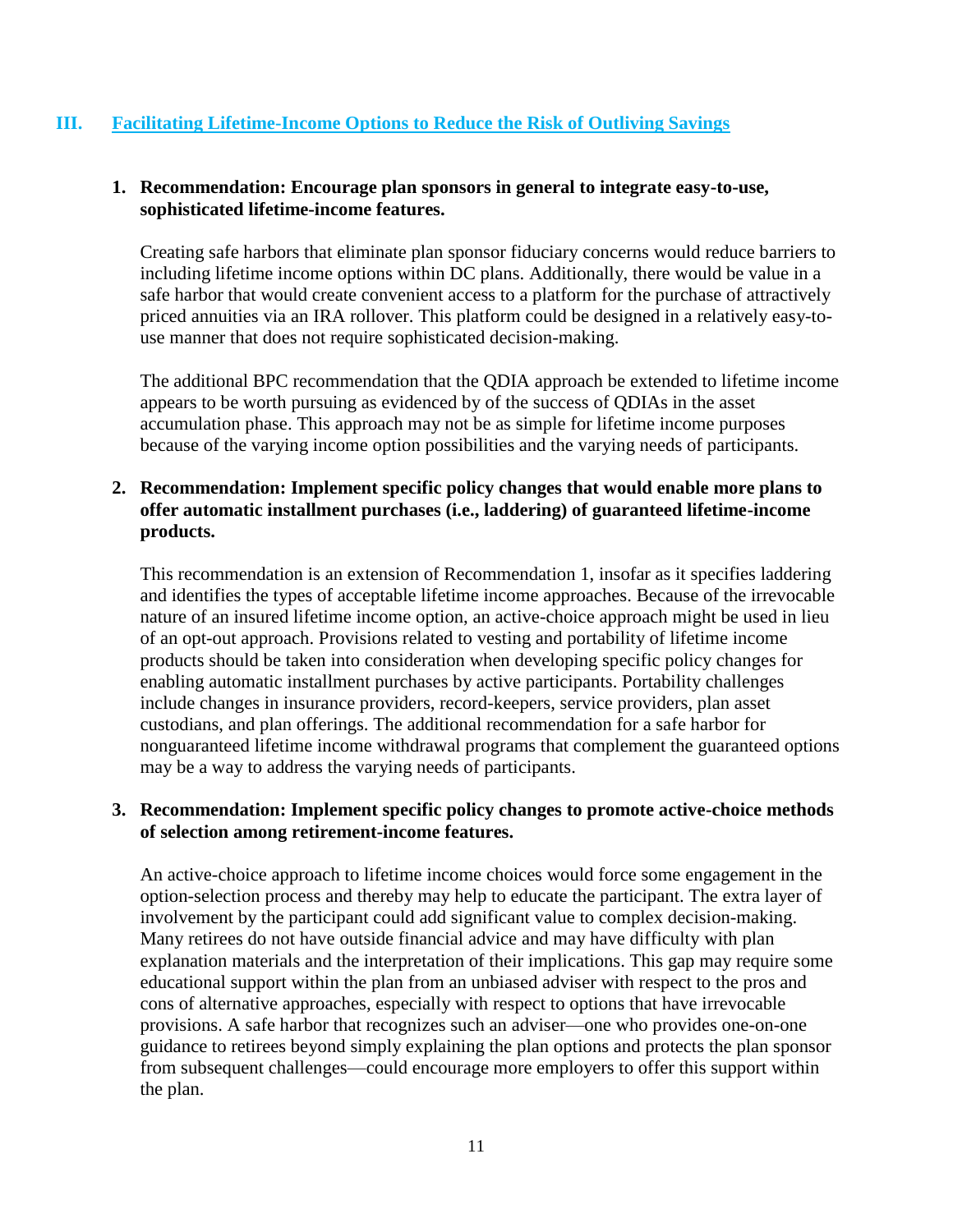## III. Facilitating Lifetime-Income Options to Reduce the Risk of Outliving Savings

**1. Recommendation: Encourage plan sponsors in general to integrate easy-to-use, sophisticated lifetime-income features.**

Creating safe harbors that eliminate plan sponsor fiduciary concerns would reduce barriers to including lifetime income options within DC plans. Additionally, there would be value in a safe harbor that would create convenient access to a platform for the purchase of attractively priced annuities via an IRA rollover. This platform could be designed in a relatively easy-to-use manner that does not require sophisticated decision-making.

The additional BPC recommendation that the QDIA approach be extended to lifetime income appears to be worth pursuing as evidenced by of the success of QDIAs in the asset accumulation phase. This approach may not be as simple for lifetime income purposes because of the varying income option possibilities and the varying needs of participants.

**2. Recommendation: Implement specific policy changes that would enable more plans to offer automatic installment purchases (i.e., laddering) of guaranteed lifetime-income products.**

This recommendation is an extension of Recommendation 1, insofar as it specifies laddering and identifies the types of acceptable lifetime income approaches. Because of the irrevocable nature of an insured lifetime income option, an active-choice approach might be used in lieu of an opt-out approach. Provisions related to vesting and portability of lifetime income products should be taken into consideration when developing specific policy changes for enabling automatic installment purchases by active participants. Portability challenges include changes in insurance providers, record-keepers, service providers, plan asset custodians, and plan offerings. The additional recommendation for a safe harbor for nonguaranteed lifetime income withdrawal programs that complement the guaranteed options may be a way to address the varying needs of participants.

**3. Recommendation: Implement specific policy changes to promote active-choice methods of selection among retirement-income features.**

An active-choice approach to lifetime income choices would force some engagement in the option-selection process and thereby may help to educate the participant. The extra layer of involvement by the participant could add significant value to complex decision-making. Many retirees do not have outside financial advice and may have difficulty with plan explanation materials and the interpretation of their implications. This gap may require some educational support within the plan from an unbiased adviser with respect to the pros and cons of alternative approaches, especially with respect to options that have irrevocable provisions. A safe harbor that recognizes such an adviser—one who provides one-on-one guidance to retirees beyond simply explaining the plan options and protects the plan sponsor from subsequent challenges—could encourage more employers to offer this support within the plan.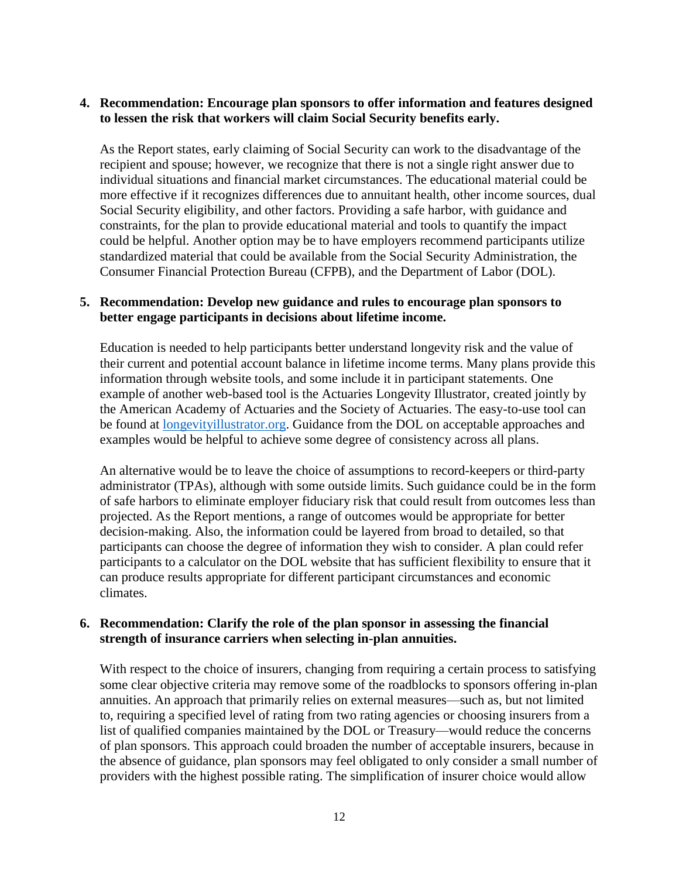4. **Recommendation: Encourage plan sponsors to offer information and features designed to lessen the risk that workers will claim Social Security benefits early.**

   As the Report states, early claiming of Social Security can work to the disadvantage of the recipient and spouse; however, we recognize that there is not a single right answer due to individual situations and financial market circumstances. The educational material could be more effective if it recognizes differences due to annuitant health, other income sources, dual Social Security eligibility, and other factors. Providing a safe harbor, with guidance and constraints, for the plan to provide educational material and tools to quantify the impact could be helpful. Another option may be to have employers recommend participants utilize standardized material that could be available from the Social Security Administration, the Consumer Financial Protection Bureau (CFPB), and the Department of Labor (DOL).

5. **Recommendation: Develop new guidance and rules to encourage plan sponsors to better engage participants in decisions about lifetime income.**

   Education is needed to help participants better understand longevity risk and the value of their current and potential account balance in lifetime income terms. Many plans provide this information through website tools, and some include it in participant statements. One example of another web-based tool is the Actuaries Longevity Illustrator, created jointly by the American Academy of Actuaries and the Society of Actuaries. The easy-to-use tool can be found at [longevityillustrator.org](http://longevityillustrator.org). Guidance from the DOL on acceptable approaches and examples would be helpful to achieve some degree of consistency across all plans.

   An alternative would be to leave the choice of assumptions to record-keepers or third-party administrator (TPAs), although with some outside limits. Such guidance could be in the form of safe harbors to eliminate employer fiduciary risk that could result from outcomes less than projected. As the Report mentions, a range of outcomes would be appropriate for better decision-making. Also, the information could be layered from broad to detailed, so that participants can choose the degree of information they wish to consider. A plan could refer participants to a calculator on the DOL website that has sufficient flexibility to ensure that it can produce results appropriate for different participant circumstances and economic climates.

6. **Recommendation: Clarify the role of the plan sponsor in assessing the financial strength of insurance carriers when selecting in-plan annuities.**

   With respect to the choice of insurers, changing from requiring a certain process to satisfying some clear objective criteria may remove some of the roadblocks to sponsors offering in-plan annuities. An approach that primarily relies on external measures—such as, but not limited to, requiring a specified level of rating from two rating agencies or choosing insurers from a list of qualified companies maintained by the DOL or Treasury—would reduce the concerns of plan sponsors. This approach could broaden the number of acceptable insurers, because in the absence of guidance, plan sponsors may feel obligated to only consider a small number of providers with the highest possible rating. The simplification of insurer choice would allow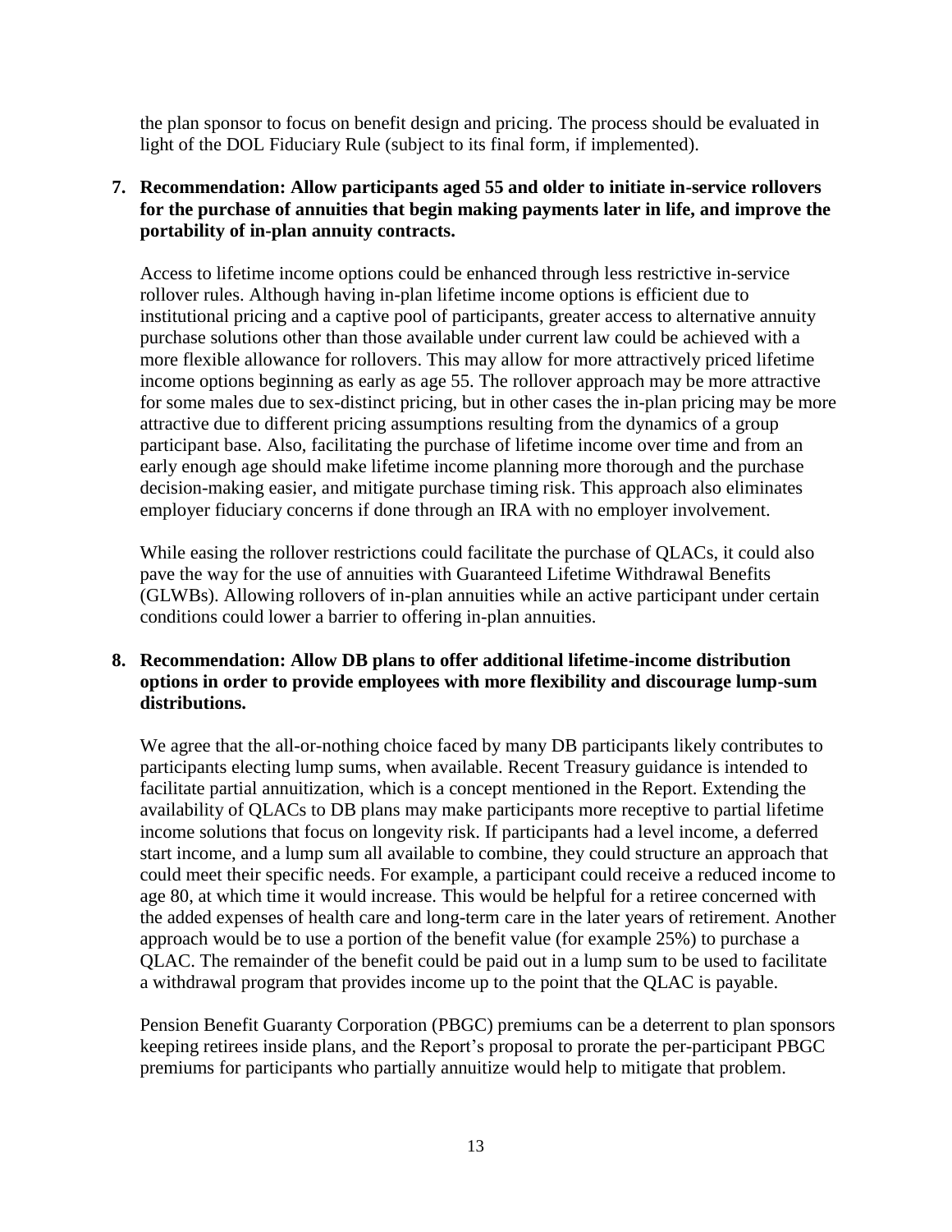the plan sponsor to focus on benefit design and pricing. The process should be evaluated in light of the DOL Fiduciary Rule (subject to its final form, if implemented).

7. **Recommendation: Allow participants aged 55 and older to initiate in-service rollovers for the purchase of annuities that begin making payments later in life, and improve the portability of in-plan annuity contracts.**

   Access to lifetime income options could be enhanced through less restrictive in-service rollover rules. Although having in-plan lifetime income options is efficient due to institutional pricing and a captive pool of participants, greater access to alternative annuity purchase solutions other than those available under current law could be achieved with a more flexible allowance for rollovers. This may allow for more attractively priced lifetime income options beginning as early as age 55. The rollover approach may be more attractive for some males due to sex-distinct pricing, but in other cases the in-plan pricing may be more attractive due to different pricing assumptions resulting from the dynamics of a group participant base. Also, facilitating the purchase of lifetime income over time and from an early enough age should make lifetime income planning more thorough and the purchase decision-making easier, and mitigate purchase timing risk. This approach also eliminates employer fiduciary concerns if done through an IRA with no employer involvement.

   While easing the rollover restrictions could facilitate the purchase of QLACs, it could also pave the way for the use of annuities with Guaranteed Lifetime Withdrawal Benefits (GLWBs). Allowing rollovers of in-plan annuities while an active participant under certain conditions could lower a barrier to offering in-plan annuities.

8. **Recommendation: Allow DB plans to offer additional lifetime-income distribution options in order to provide employees with more flexibility and discourage lump-sum distributions.**

   We agree that the all-or-nothing choice faced by many DB participants likely contributes to participants electing lump sums, when available. Recent Treasury guidance is intended to facilitate partial annuitization, which is a concept mentioned in the Report. Extending the availability of QLACs to DB plans may make participants more receptive to partial lifetime income solutions that focus on longevity risk. If participants had a level income, a deferred start income, and a lump sum all available to combine, they could structure an approach that could meet their specific needs. For example, a participant could receive a reduced income to age 80, at which time it would increase. This would be helpful for a retiree concerned with the added expenses of health care and long-term care in the later years of retirement. Another approach would be to use a portion of the benefit value (for example 25%) to purchase a QLAC. The remainder of the benefit could be paid out in a lump sum to be used to facilitate a withdrawal program that provides income up to the point that the QLAC is payable.

   Pension Benefit Guaranty Corporation (PBGC) premiums can be a deterrent to plan sponsors keeping retirees inside plans, and the Report's proposal to prorate the per-participant PBGC premiums for participants who partially annuitize would help to mitigate that problem.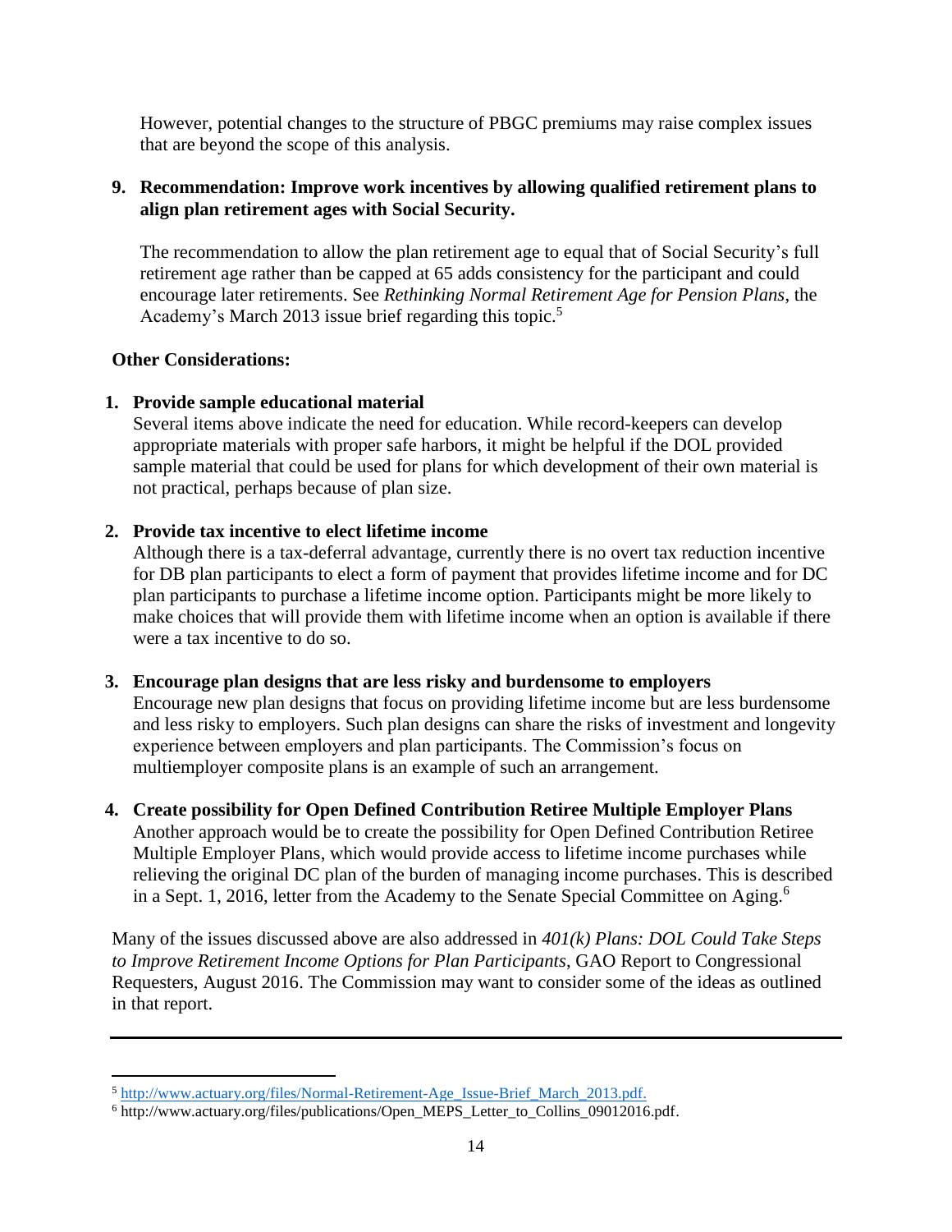However, potential changes to the structure of PBGC premiums may raise complex issues that are beyond the scope of this analysis.

9. **Recommendation: Improve work incentives by allowing qualified retirement plans to align plan retirement ages with Social Security.**

   The recommendation to allow the plan retirement age to equal that of Social Security's full retirement age rather than be capped at 65 adds consistency for the participant and could encourage later retirements. See *Rethinking Normal Retirement Age for Pension Plans*, the Academy's March 2013 issue brief regarding this topic.[5]

**Other Considerations:**

1. **Provide sample educational material**
   Several items above indicate the need for education. While record-keepers can develop appropriate materials with proper safe harbors, it might be helpful if the DOL provided sample material that could be used for plans for which development of their own material is not practical, perhaps because of plan size.

2. **Provide tax incentive to elect lifetime income**
   Although there is a tax-deferral advantage, currently there is no overt tax reduction incentive for DB plan participants to elect a form of payment that provides lifetime income and for DC plan participants to purchase a lifetime income option. Participants might be more likely to make choices that will provide them with lifetime income when an option is available if there were a tax incentive to do so.

3. **Encourage plan designs that are less risky and burdensome to employers**
   Encourage new plan designs that focus on providing lifetime income but are less burdensome and less risky to employers. Such plan designs can share the risks of investment and longevity experience between employers and plan participants. The Commission's focus on multiemployer composite plans is an example of such an arrangement.

4. **Create possibility for Open Defined Contribution Retiree Multiple Employer Plans**
   Another approach would be to create the possibility for Open Defined Contribution Retiree Multiple Employer Plans, which would provide access to lifetime income purchases while relieving the original DC plan of the burden of managing income purchases. This is described in a Sept. 1, 2016, letter from the Academy to the Senate Special Committee on Aging.[6]

Many of the issues discussed above are also addressed in *401(k) Plans: DOL Could Take Steps to Improve Retirement Income Options for Plan Participants*, GAO Report to Congressional Requesters, August 2016. The Commission may want to consider some of the ideas as outlined in that report.

---

[5] http://www.actuary.org/files/Normal-Retirement-Age_Issue-Brief_March_2013.pdf.

[6] http://www.actuary.org/files/publications/Open_MEPS_Letter_to_Collins_09012016.pdf.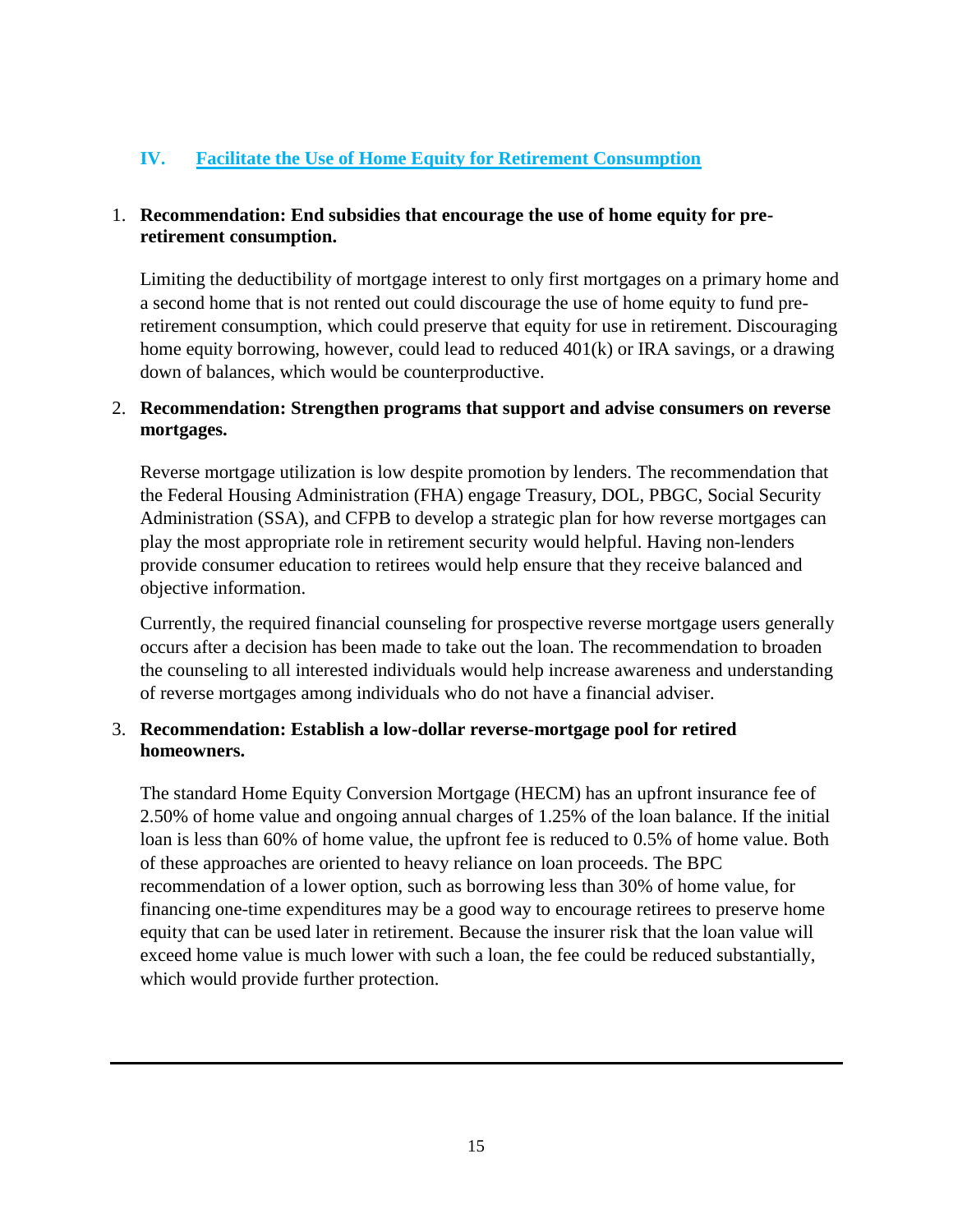## IV. Facilitate the Use of Home Equity for Retirement Consumption

1. **Recommendation: End subsidies that encourage the use of home equity for pre-retirement consumption.**

   Limiting the deductibility of mortgage interest to only first mortgages on a primary home and a second home that is not rented out could discourage the use of home equity to fund pre-retirement consumption, which could preserve that equity for use in retirement. Discouraging home equity borrowing, however, could lead to reduced 401(k) or IRA savings, or a drawing down of balances, which would be counterproductive.

2. **Recommendation: Strengthen programs that support and advise consumers on reverse mortgages.**

   Reverse mortgage utilization is low despite promotion by lenders. The recommendation that the Federal Housing Administration (FHA) engage Treasury, DOL, PBGC, Social Security Administration (SSA), and CFPB to develop a strategic plan for how reverse mortgages can play the most appropriate role in retirement security would helpful. Having non-lenders provide consumer education to retirees would help ensure that they receive balanced and objective information.

   Currently, the required financial counseling for prospective reverse mortgage users generally occurs after a decision has been made to take out the loan. The recommendation to broaden the counseling to all interested individuals would help increase awareness and understanding of reverse mortgages among individuals who do not have a financial adviser.

3. **Recommendation: Establish a low-dollar reverse-mortgage pool for retired homeowners.**

   The standard Home Equity Conversion Mortgage (HECM) has an upfront insurance fee of 2.50% of home value and ongoing annual charges of 1.25% of the loan balance. If the initial loan is less than 60% of home value, the upfront fee is reduced to 0.5% of home value. Both of these approaches are oriented to heavy reliance on loan proceeds. The BPC recommendation of a lower option, such as borrowing less than 30% of home value, for financing one-time expenditures may be a good way to encourage retirees to preserve home equity that can be used later in retirement. Because the insurer risk that the loan value will exceed home value is much lower with such a loan, the fee could be reduced substantially, which would provide further protection.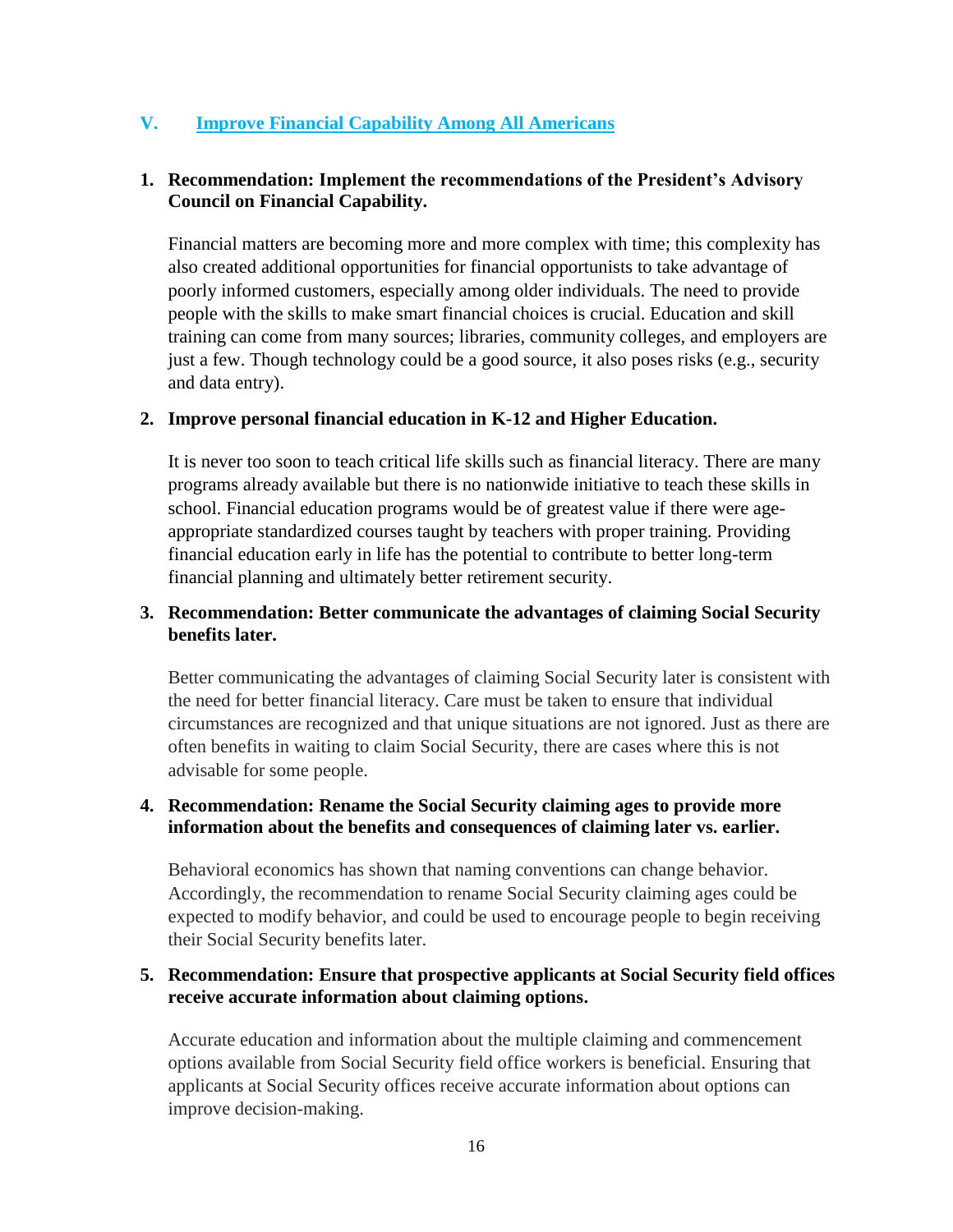## V. Improve Financial Capability Among All Americans

**1. Recommendation: Implement the recommendations of the President's Advisory Council on Financial Capability.**

Financial matters are becoming more and more complex with time; this complexity has also created additional opportunities for financial opportunists to take advantage of poorly informed customers, especially among older individuals. The need to provide people with the skills to make smart financial choices is crucial. Education and skill training can come from many sources; libraries, community colleges, and employers are just a few. Though technology could be a good source, it also poses risks (e.g., security and data entry).

**2. Improve personal financial education in K-12 and Higher Education.**

It is never too soon to teach critical life skills such as financial literacy. There are many programs already available but there is no nationwide initiative to teach these skills in school. Financial education programs would be of greatest value if there were age-appropriate standardized courses taught by teachers with proper training. Providing financial education early in life has the potential to contribute to better long-term financial planning and ultimately better retirement security.

**3. Recommendation: Better communicate the advantages of claiming Social Security benefits later.**

Better communicating the advantages of claiming Social Security later is consistent with the need for better financial literacy. Care must be taken to ensure that individual circumstances are recognized and that unique situations are not ignored. Just as there are often benefits in waiting to claim Social Security, there are cases where this is not advisable for some people.

**4. Recommendation: Rename the Social Security claiming ages to provide more information about the benefits and consequences of claiming later vs. earlier.**

Behavioral economics has shown that naming conventions can change behavior. Accordingly, the recommendation to rename Social Security claiming ages could be expected to modify behavior, and could be used to encourage people to begin receiving their Social Security benefits later.

**5. Recommendation: Ensure that prospective applicants at Social Security field offices receive accurate information about claiming options.**

Accurate education and information about the multiple claiming and commencement options available from Social Security field office workers is beneficial. Ensuring that applicants at Social Security offices receive accurate information about options can improve decision-making.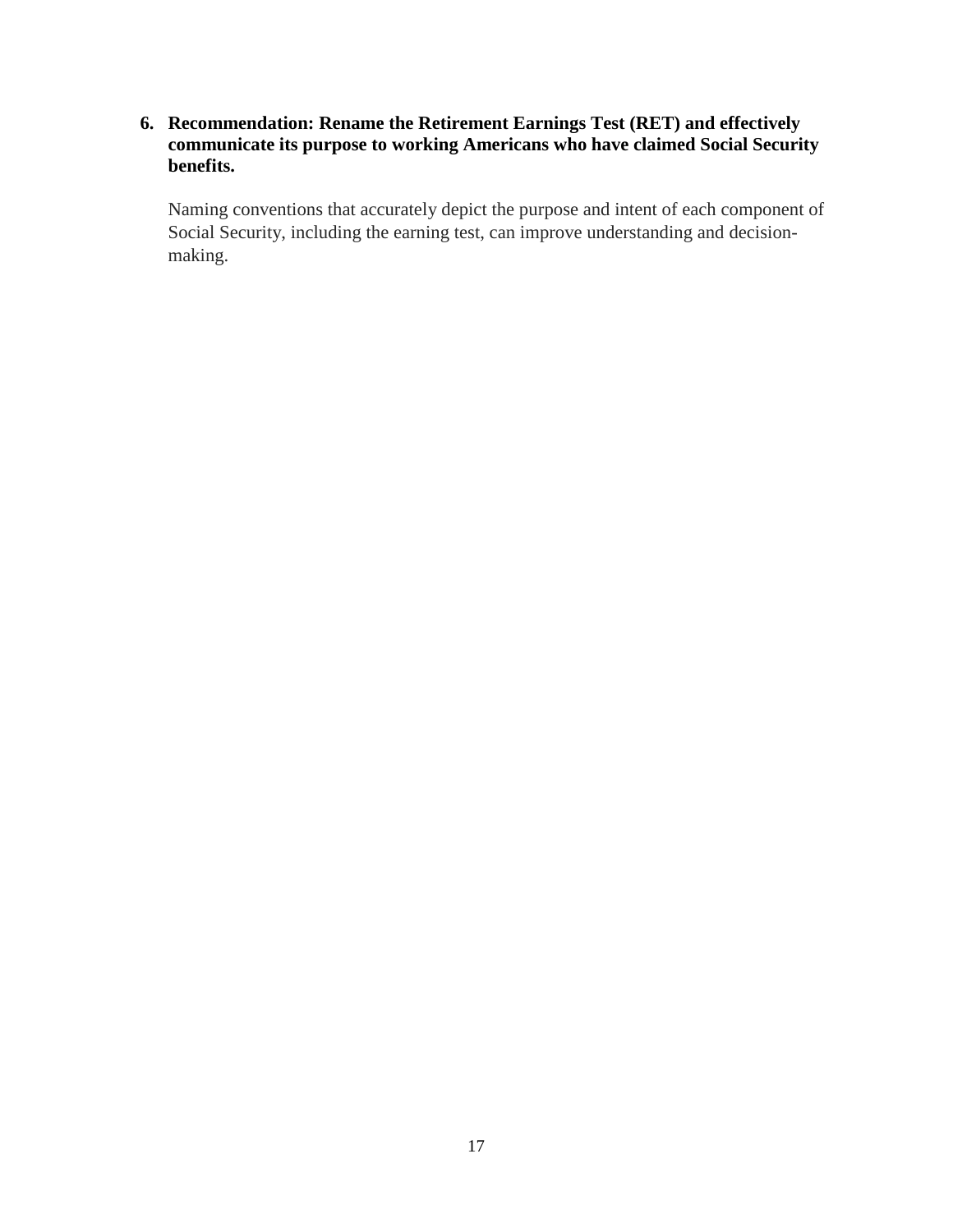6. **Recommendation: Rename the Retirement Earnings Test (RET) and effectively communicate its purpose to working Americans who have claimed Social Security benefits.**

   Naming conventions that accurately depict the purpose and intent of each component of Social Security, including the earning test, can improve understanding and decision-making.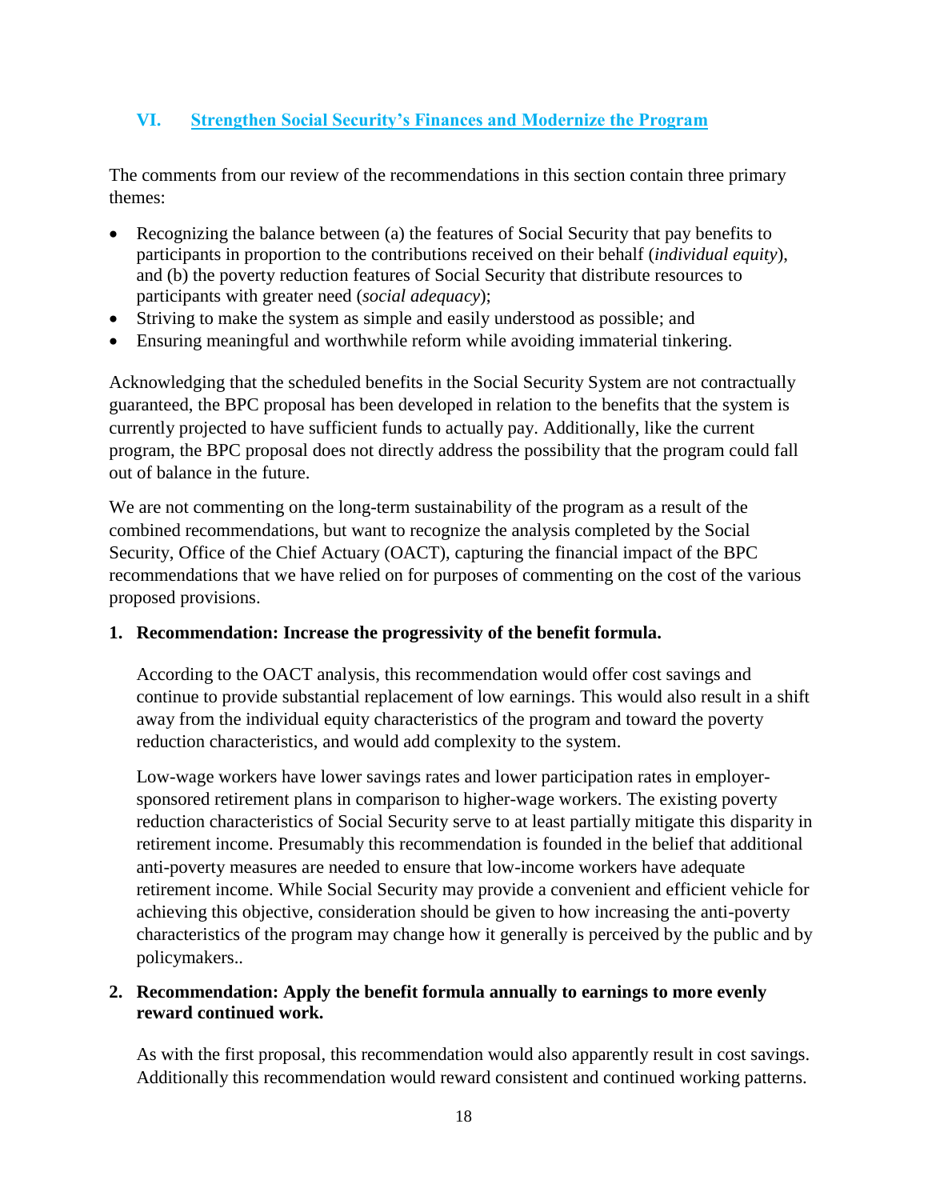## VI. Strengthen Social Security's Finances and Modernize the Program

The comments from our review of the recommendations in this section contain three primary themes:

- Recognizing the balance between (a) the features of Social Security that pay benefits to participants in proportion to the contributions received on their behalf (*individual equity*), and (b) the poverty reduction features of Social Security that distribute resources to participants with greater need (*social adequacy*);
- Striving to make the system as simple and easily understood as possible; and
- Ensuring meaningful and worthwhile reform while avoiding immaterial tinkering.

Acknowledging that the scheduled benefits in the Social Security System are not contractually guaranteed, the BPC proposal has been developed in relation to the benefits that the system is currently projected to have sufficient funds to actually pay. Additionally, like the current program, the BPC proposal does not directly address the possibility that the program could fall out of balance in the future.

We are not commenting on the long-term sustainability of the program as a result of the combined recommendations, but want to recognize the analysis completed by the Social Security, Office of the Chief Actuary (OACT), capturing the financial impact of the BPC recommendations that we have relied on for purposes of commenting on the cost of the various proposed provisions.

**1. Recommendation: Increase the progressivity of the benefit formula.**

According to the OACT analysis, this recommendation would offer cost savings and continue to provide substantial replacement of low earnings. This would also result in a shift away from the individual equity characteristics of the program and toward the poverty reduction characteristics, and would add complexity to the system.

Low-wage workers have lower savings rates and lower participation rates in employer-sponsored retirement plans in comparison to higher-wage workers. The existing poverty reduction characteristics of Social Security serve to at least partially mitigate this disparity in retirement income. Presumably this recommendation is founded in the belief that additional anti-poverty measures are needed to ensure that low-income workers have adequate retirement income. While Social Security may provide a convenient and efficient vehicle for achieving this objective, consideration should be given to how increasing the anti-poverty characteristics of the program may change how it generally is perceived by the public and by policymakers..

**2. Recommendation: Apply the benefit formula annually to earnings to more evenly reward continued work.**

As with the first proposal, this recommendation would also apparently result in cost savings. Additionally this recommendation would reward consistent and continued working patterns.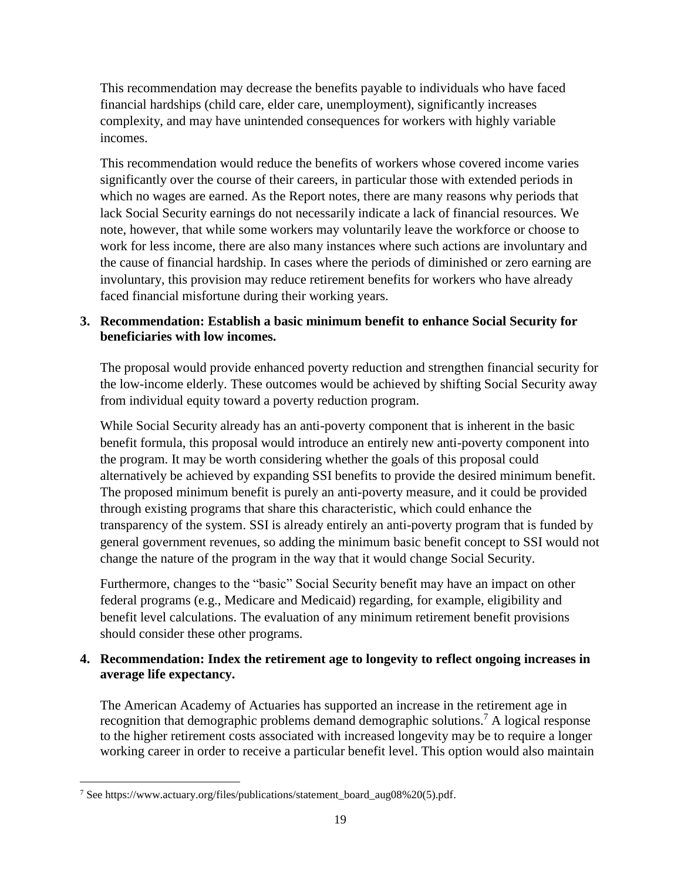This recommendation may decrease the benefits payable to individuals who have faced financial hardships (child care, elder care, unemployment), significantly increases complexity, and may have unintended consequences for workers with highly variable incomes.

This recommendation would reduce the benefits of workers whose covered income varies significantly over the course of their careers, in particular those with extended periods in which no wages are earned. As the Report notes, there are many reasons why periods that lack Social Security earnings do not necessarily indicate a lack of financial resources. We note, however, that while some workers may voluntarily leave the workforce or choose to work for less income, there are also many instances where such actions are involuntary and the cause of financial hardship. In cases where the periods of diminished or zero earning are involuntary, this provision may reduce retirement benefits for workers who have already faced financial misfortune during their working years.

3. **Recommendation: Establish a basic minimum benefit to enhance Social Security for beneficiaries with low incomes.**

   The proposal would provide enhanced poverty reduction and strengthen financial security for the low-income elderly. These outcomes would be achieved by shifting Social Security away from individual equity toward a poverty reduction program.

   While Social Security already has an anti-poverty component that is inherent in the basic benefit formula, this proposal would introduce an entirely new anti-poverty component into the program. It may be worth considering whether the goals of this proposal could alternatively be achieved by expanding SSI benefits to provide the desired minimum benefit. The proposed minimum benefit is purely an anti-poverty measure, and it could be provided through existing programs that share this characteristic, which could enhance the transparency of the system. SSI is already entirely an anti-poverty program that is funded by general government revenues, so adding the minimum basic benefit concept to SSI would not change the nature of the program in the way that it would change Social Security.

   Furthermore, changes to the "basic" Social Security benefit may have an impact on other federal programs (e.g., Medicare and Medicaid) regarding, for example, eligibility and benefit level calculations. The evaluation of any minimum retirement benefit provisions should consider these other programs.

4. **Recommendation: Index the retirement age to longevity to reflect ongoing increases in average life expectancy.**

   The American Academy of Actuaries has supported an increase in the retirement age in recognition that demographic problems demand demographic solutions.[7] A logical response to the higher retirement costs associated with increased longevity may be to require a longer working career in order to receive a particular benefit level. This option would also maintain

[7] See https://www.actuary.org/files/publications/statement_board_aug08%20(5).pdf.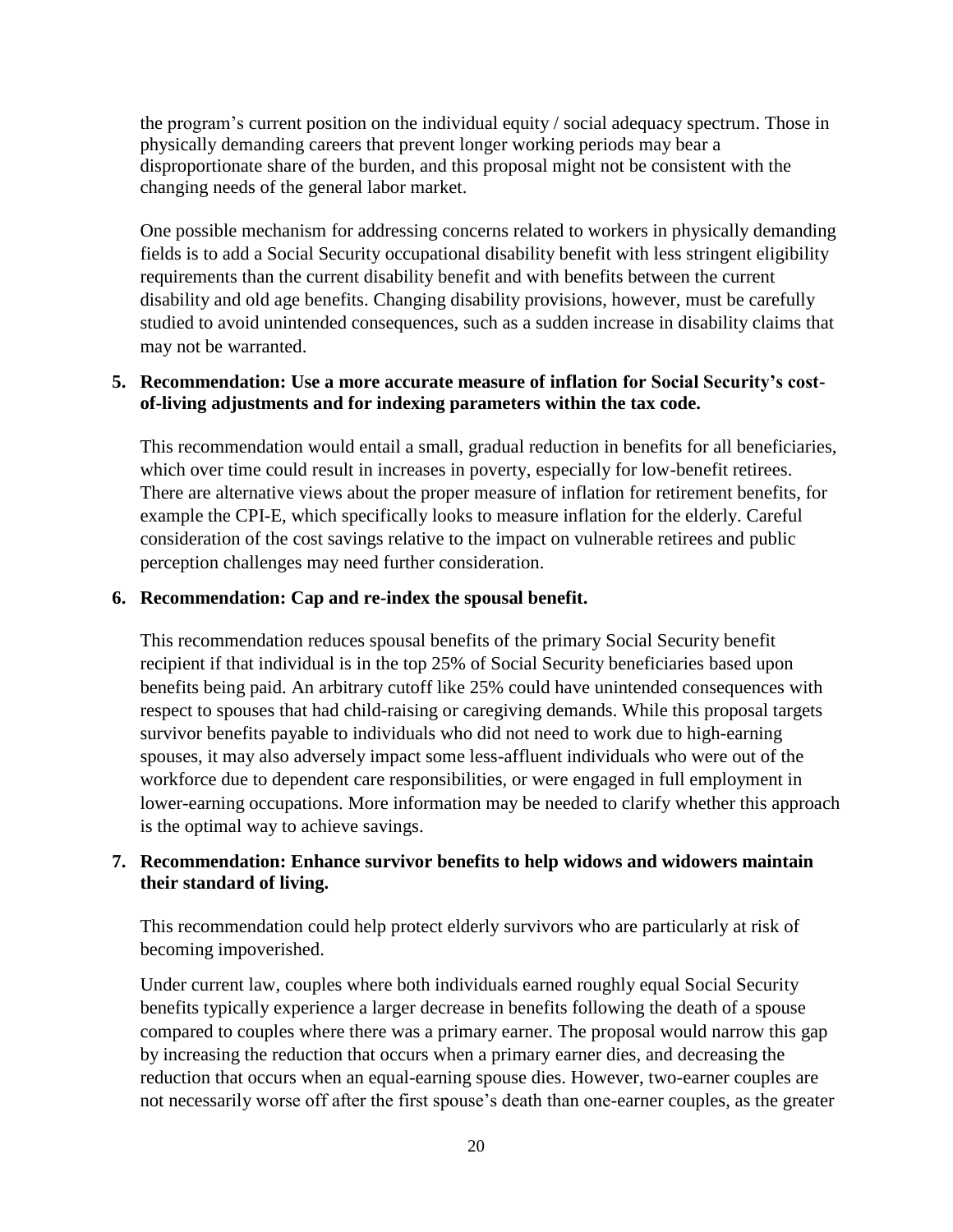the program's current position on the individual equity / social adequacy spectrum. Those in physically demanding careers that prevent longer working periods may bear a disproportionate share of the burden, and this proposal might not be consistent with the changing needs of the general labor market.

One possible mechanism for addressing concerns related to workers in physically demanding fields is to add a Social Security occupational disability benefit with less stringent eligibility requirements than the current disability benefit and with benefits between the current disability and old age benefits. Changing disability provisions, however, must be carefully studied to avoid unintended consequences, such as a sudden increase in disability claims that may not be warranted.

5. **Recommendation: Use a more accurate measure of inflation for Social Security's cost-of-living adjustments and for indexing parameters within the tax code.**

   This recommendation would entail a small, gradual reduction in benefits for all beneficiaries, which over time could result in increases in poverty, especially for low-benefit retirees. There are alternative views about the proper measure of inflation for retirement benefits, for example the CPI-E, which specifically looks to measure inflation for the elderly. Careful consideration of the cost savings relative to the impact on vulnerable retirees and public perception challenges may need further consideration.

6. **Recommendation: Cap and re-index the spousal benefit.**

   This recommendation reduces spousal benefits of the primary Social Security benefit recipient if that individual is in the top 25% of Social Security beneficiaries based upon benefits being paid. An arbitrary cutoff like 25% could have unintended consequences with respect to spouses that had child-raising or caregiving demands. While this proposal targets survivor benefits payable to individuals who did not need to work due to high-earning spouses, it may also adversely impact some less-affluent individuals who were out of the workforce due to dependent care responsibilities, or were engaged in full employment in lower-earning occupations. More information may be needed to clarify whether this approach is the optimal way to achieve savings.

7. **Recommendation: Enhance survivor benefits to help widows and widowers maintain their standard of living.**

   This recommendation could help protect elderly survivors who are particularly at risk of becoming impoverished.

   Under current law, couples where both individuals earned roughly equal Social Security benefits typically experience a larger decrease in benefits following the death of a spouse compared to couples where there was a primary earner. The proposal would narrow this gap by increasing the reduction that occurs when a primary earner dies, and decreasing the reduction that occurs when an equal-earning spouse dies. However, two-earner couples are not necessarily worse off after the first spouse's death than one-earner couples, as the greater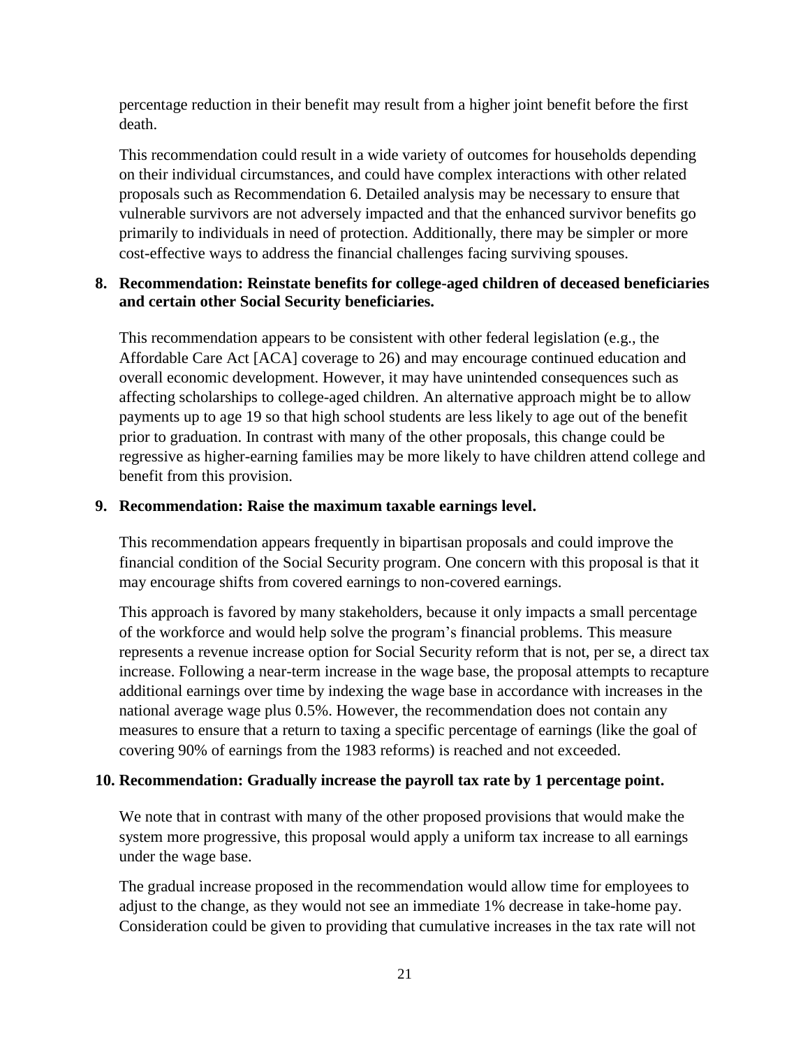percentage reduction in their benefit may result from a higher joint benefit before the first death.

This recommendation could result in a wide variety of outcomes for households depending on their individual circumstances, and could have complex interactions with other related proposals such as Recommendation 6. Detailed analysis may be necessary to ensure that vulnerable survivors are not adversely impacted and that the enhanced survivor benefits go primarily to individuals in need of protection. Additionally, there may be simpler or more cost-effective ways to address the financial challenges facing surviving spouses.

**8. Recommendation: Reinstate benefits for college-aged children of deceased beneficiaries and certain other Social Security beneficiaries.**

This recommendation appears to be consistent with other federal legislation (e.g., the Affordable Care Act [ACA] coverage to 26) and may encourage continued education and overall economic development. However, it may have unintended consequences such as affecting scholarships to college-aged children. An alternative approach might be to allow payments up to age 19 so that high school students are less likely to age out of the benefit prior to graduation. In contrast with many of the other proposals, this change could be regressive as higher-earning families may be more likely to have children attend college and benefit from this provision.

**9. Recommendation: Raise the maximum taxable earnings level.**

This recommendation appears frequently in bipartisan proposals and could improve the financial condition of the Social Security program. One concern with this proposal is that it may encourage shifts from covered earnings to non-covered earnings.

This approach is favored by many stakeholders, because it only impacts a small percentage of the workforce and would help solve the program's financial problems. This measure represents a revenue increase option for Social Security reform that is not, per se, a direct tax increase. Following a near-term increase in the wage base, the proposal attempts to recapture additional earnings over time by indexing the wage base in accordance with increases in the national average wage plus 0.5%. However, the recommendation does not contain any measures to ensure that a return to taxing a specific percentage of earnings (like the goal of covering 90% of earnings from the 1983 reforms) is reached and not exceeded.

**10. Recommendation: Gradually increase the payroll tax rate by 1 percentage point.**

We note that in contrast with many of the other proposed provisions that would make the system more progressive, this proposal would apply a uniform tax increase to all earnings under the wage base.

The gradual increase proposed in the recommendation would allow time for employees to adjust to the change, as they would not see an immediate 1% decrease in take-home pay. Consideration could be given to providing that cumulative increases in the tax rate will not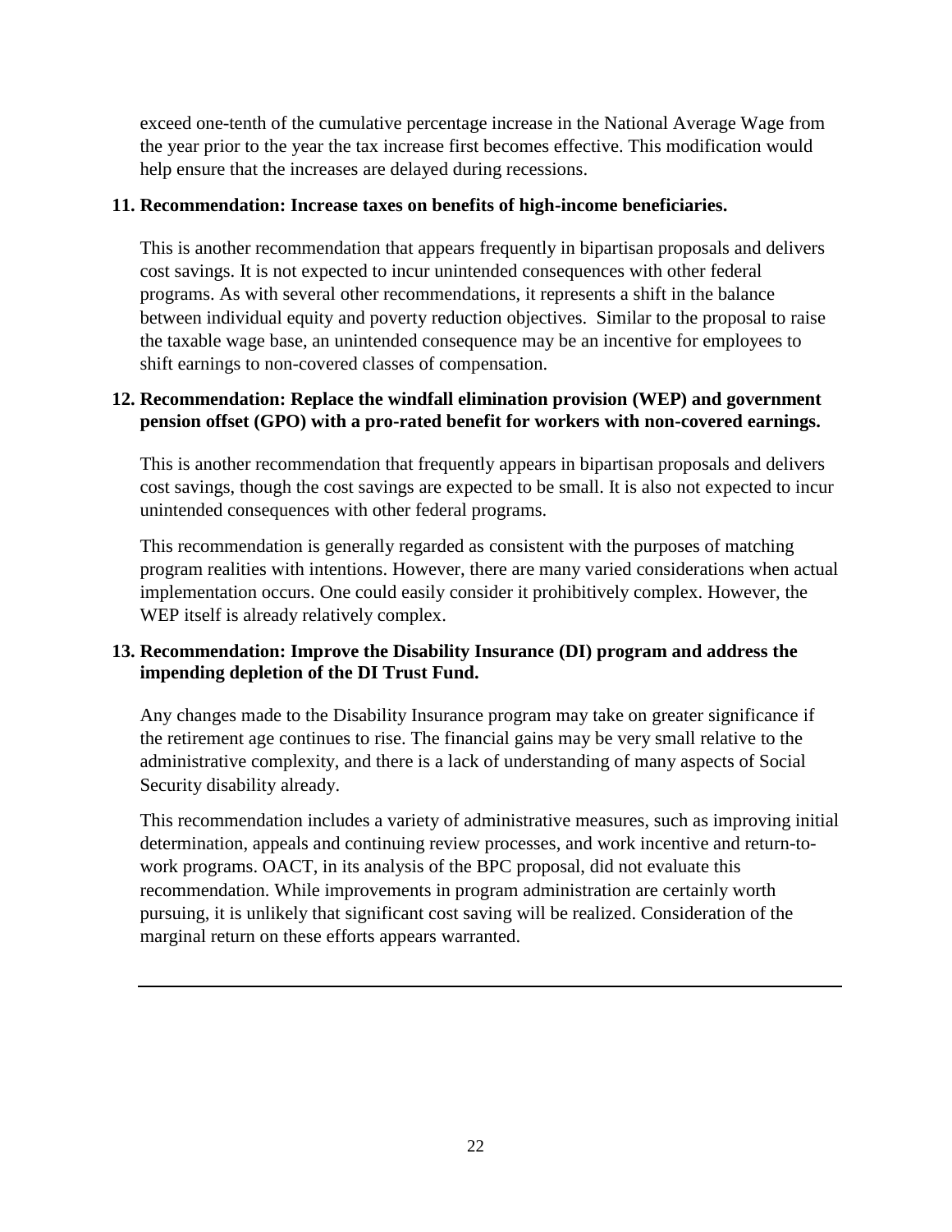exceed one-tenth of the cumulative percentage increase in the National Average Wage from the year prior to the year the tax increase first becomes effective. This modification would help ensure that the increases are delayed during recessions.

**11. Recommendation: Increase taxes on benefits of high-income beneficiaries.**

This is another recommendation that appears frequently in bipartisan proposals and delivers cost savings. It is not expected to incur unintended consequences with other federal programs. As with several other recommendations, it represents a shift in the balance between individual equity and poverty reduction objectives. Similar to the proposal to raise the taxable wage base, an unintended consequence may be an incentive for employees to shift earnings to non-covered classes of compensation.

**12. Recommendation: Replace the windfall elimination provision (WEP) and government pension offset (GPO) with a pro-rated benefit for workers with non-covered earnings.**

This is another recommendation that frequently appears in bipartisan proposals and delivers cost savings, though the cost savings are expected to be small. It is also not expected to incur unintended consequences with other federal programs.

This recommendation is generally regarded as consistent with the purposes of matching program realities with intentions. However, there are many varied considerations when actual implementation occurs. One could easily consider it prohibitively complex. However, the WEP itself is already relatively complex.

**13. Recommendation: Improve the Disability Insurance (DI) program and address the impending depletion of the DI Trust Fund.**

Any changes made to the Disability Insurance program may take on greater significance if the retirement age continues to rise. The financial gains may be very small relative to the administrative complexity, and there is a lack of understanding of many aspects of Social Security disability already.

This recommendation includes a variety of administrative measures, such as improving initial determination, appeals and continuing review processes, and work incentive and return-to-work programs. OACT, in its analysis of the BPC proposal, did not evaluate this recommendation. While improvements in program administration are certainly worth pursuing, it is unlikely that significant cost saving will be realized. Consideration of the marginal return on these efforts appears warranted.

---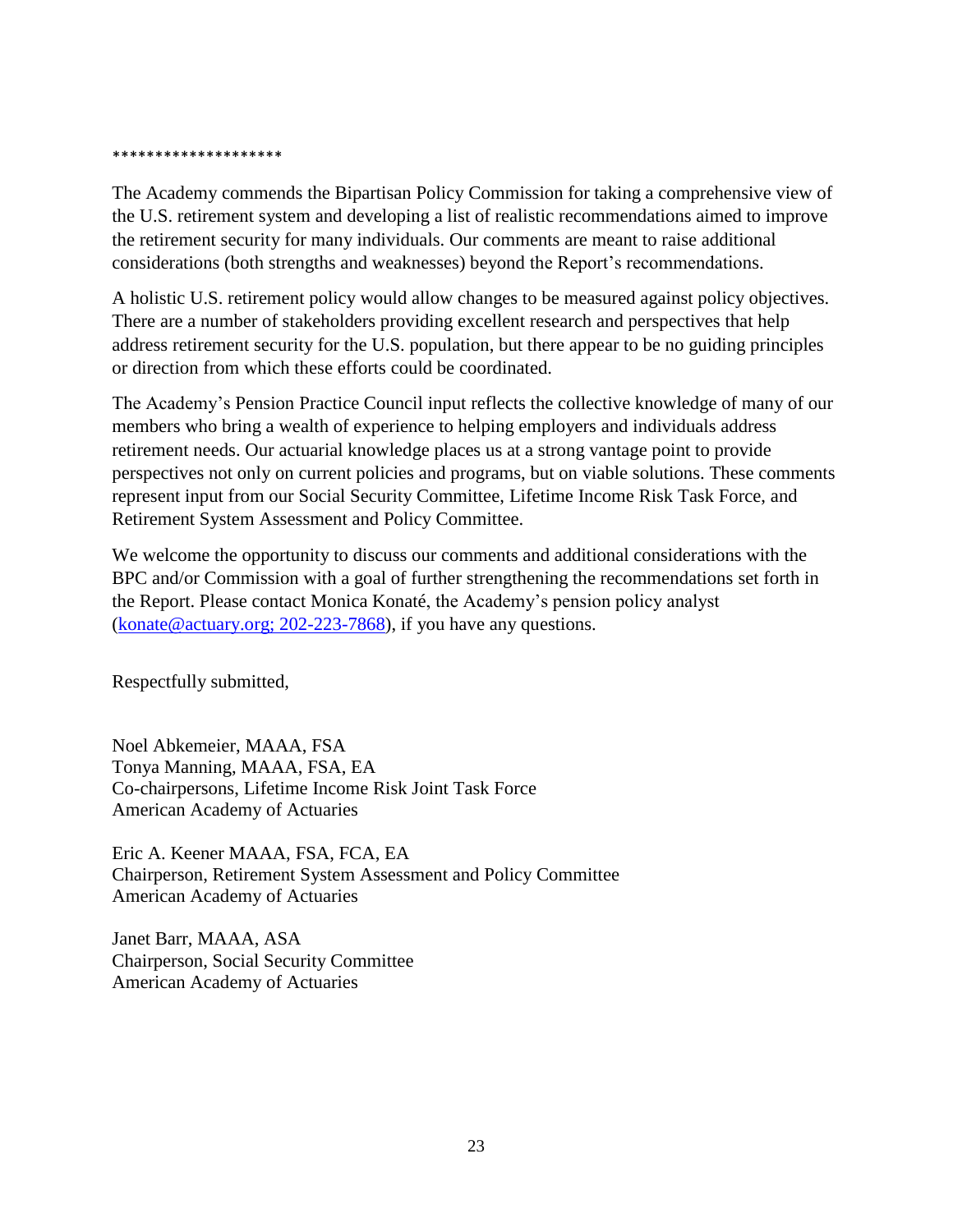********************

The Academy commends the Bipartisan Policy Commission for taking a comprehensive view of the U.S. retirement system and developing a list of realistic recommendations aimed to improve the retirement security for many individuals. Our comments are meant to raise additional considerations (both strengths and weaknesses) beyond the Report's recommendations.

A holistic U.S. retirement policy would allow changes to be measured against policy objectives. There are a number of stakeholders providing excellent research and perspectives that help address retirement security for the U.S. population, but there appear to be no guiding principles or direction from which these efforts could be coordinated.

The Academy's Pension Practice Council input reflects the collective knowledge of many of our members who bring a wealth of experience to helping employers and individuals address retirement needs. Our actuarial knowledge places us at a strong vantage point to provide perspectives not only on current policies and programs, but on viable solutions. These comments represent input from our Social Security Committee, Lifetime Income Risk Task Force, and Retirement System Assessment and Policy Committee.

We welcome the opportunity to discuss our comments and additional considerations with the BPC and/or Commission with a goal of further strengthening the recommendations set forth in the Report. Please contact Monica Konaté, the Academy's pension policy analyst (konate@actuary.org; 202-223-7868), if you have any questions.

Respectfully submitted,

Noel Abkemeier, MAAA, FSA
Tonya Manning, MAAA, FSA, EA
Co-chairpersons, Lifetime Income Risk Joint Task Force
American Academy of Actuaries

Eric A. Keener MAAA, FSA, FCA, EA
Chairperson, Retirement System Assessment and Policy Committee
American Academy of Actuaries

Janet Barr, MAAA, ASA
Chairperson, Social Security Committee
American Academy of Actuaries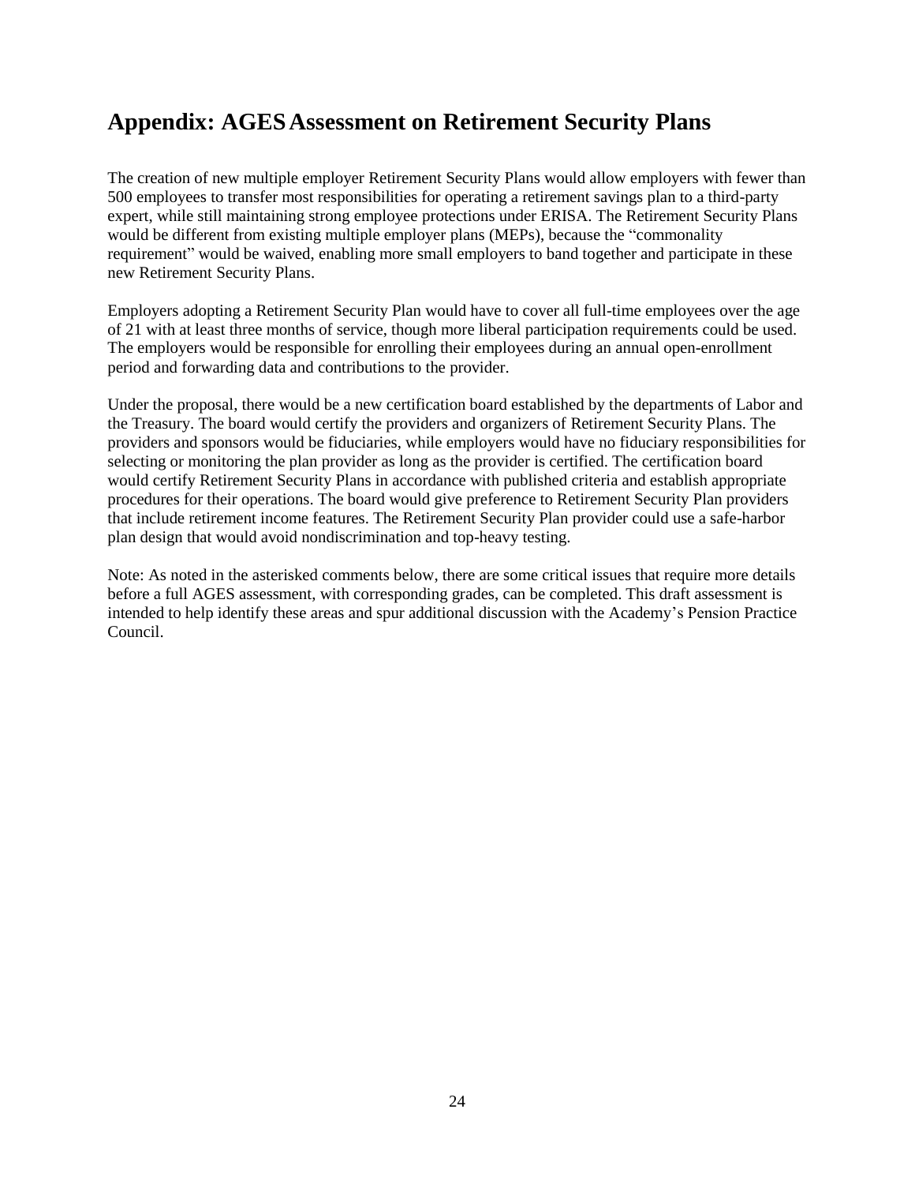## Appendix: AGES Assessment on Retirement Security Plans

The creation of new multiple employer Retirement Security Plans would allow employers with fewer than 500 employees to transfer most responsibilities for operating a retirement savings plan to a third-party expert, while still maintaining strong employee protections under ERISA. The Retirement Security Plans would be different from existing multiple employer plans (MEPs), because the "commonality requirement" would be waived, enabling more small employers to band together and participate in these new Retirement Security Plans.

Employers adopting a Retirement Security Plan would have to cover all full-time employees over the age of 21 with at least three months of service, though more liberal participation requirements could be used. The employers would be responsible for enrolling their employees during an annual open-enrollment period and forwarding data and contributions to the provider.

Under the proposal, there would be a new certification board established by the departments of Labor and the Treasury. The board would certify the providers and organizers of Retirement Security Plans. The providers and sponsors would be fiduciaries, while employers would have no fiduciary responsibilities for selecting or monitoring the plan provider as long as the provider is certified. The certification board would certify Retirement Security Plans in accordance with published criteria and establish appropriate procedures for their operations. The board would give preference to Retirement Security Plan providers that include retirement income features. The Retirement Security Plan provider could use a safe-harbor plan design that would avoid nondiscrimination and top-heavy testing.

Note: As noted in the asterisked comments below, there are some critical issues that require more details before a full AGES assessment, with corresponding grades, can be completed. This draft assessment is intended to help identify these areas and spur additional discussion with the Academy's Pension Practice Council.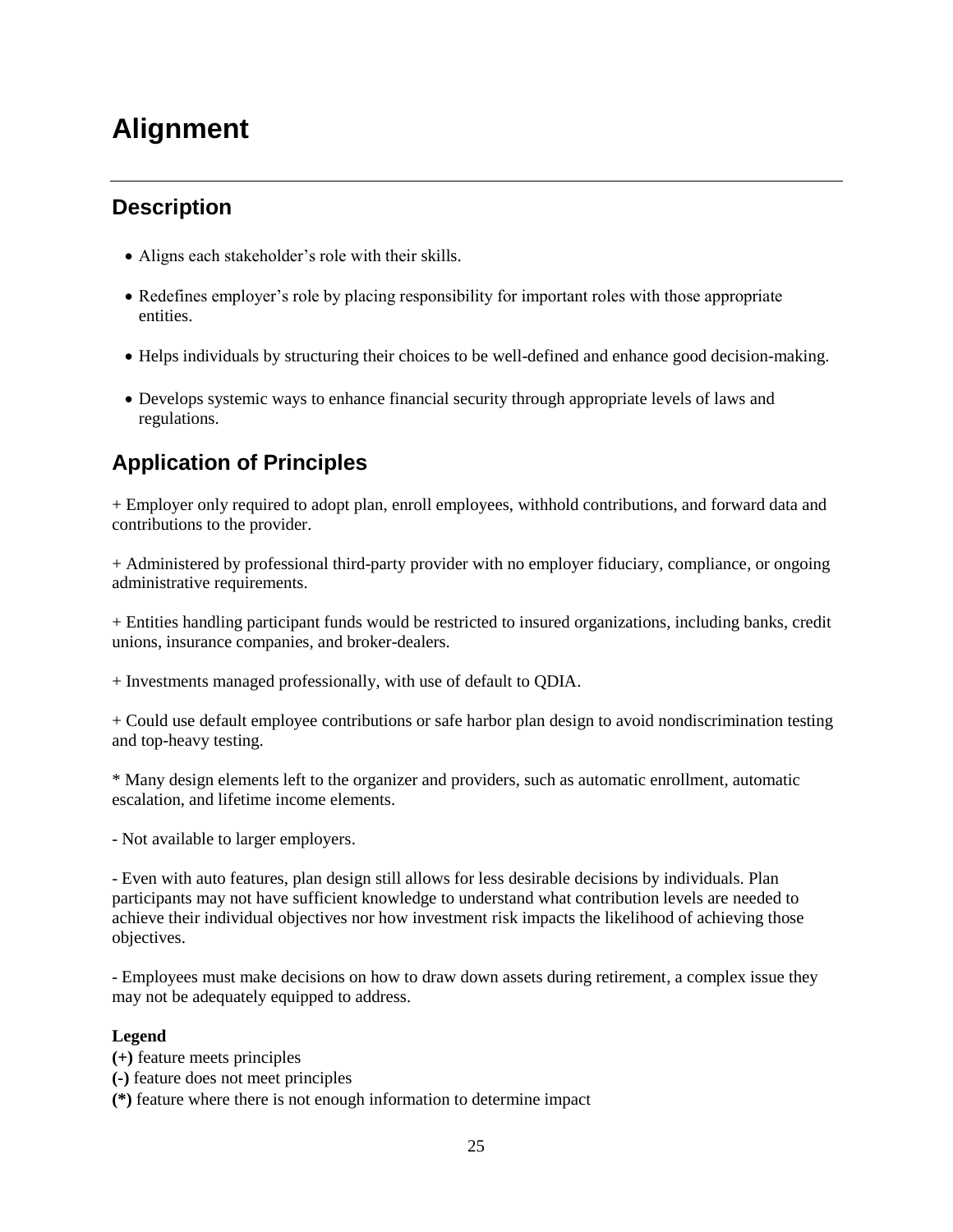# Alignment

## Description

- Aligns each stakeholder's role with their skills.
- Redefines employer's role by placing responsibility for important roles with those appropriate entities.
- Helps individuals by structuring their choices to be well-defined and enhance good decision-making.
- Develops systemic ways to enhance financial security through appropriate levels of laws and regulations.

## Application of Principles

+ Employer only required to adopt plan, enroll employees, withhold contributions, and forward data and contributions to the provider.

+ Administered by professional third-party provider with no employer fiduciary, compliance, or ongoing administrative requirements.

+ Entities handling participant funds would be restricted to insured organizations, including banks, credit unions, insurance companies, and broker-dealers.

+ Investments managed professionally, with use of default to QDIA.

+ Could use default employee contributions or safe harbor plan design to avoid nondiscrimination testing and top-heavy testing.

* Many design elements left to the organizer and providers, such as automatic enrollment, automatic escalation, and lifetime income elements.

- Not available to larger employers.

- Even with auto features, plan design still allows for less desirable decisions by individuals. Plan participants may not have sufficient knowledge to understand what contribution levels are needed to achieve their individual objectives nor how investment risk impacts the likelihood of achieving those objectives.

- Employees must make decisions on how to draw down assets during retirement, a complex issue they may not be adequately equipped to address.

**Legend**

**(+)** feature meets principles  
**(-)** feature does not meet principles  
**(*)** feature where there is not enough information to determine impact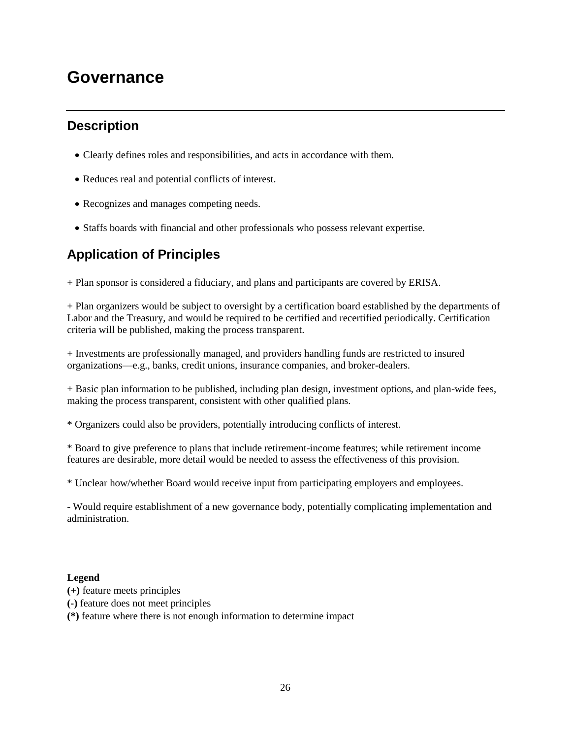# Governance

## Description

- Clearly defines roles and responsibilities, and acts in accordance with them.
- Reduces real and potential conflicts of interest.
- Recognizes and manages competing needs.
- Staffs boards with financial and other professionals who possess relevant expertise.

## Application of Principles

+ Plan sponsor is considered a fiduciary, and plans and participants are covered by ERISA.

+ Plan organizers would be subject to oversight by a certification board established by the departments of Labor and the Treasury, and would be required to be certified and recertified periodically. Certification criteria will be published, making the process transparent.

+ Investments are professionally managed, and providers handling funds are restricted to insured organizations—e.g., banks, credit unions, insurance companies, and broker-dealers.

+ Basic plan information to be published, including plan design, investment options, and plan-wide fees, making the process transparent, consistent with other qualified plans.

* Organizers could also be providers, potentially introducing conflicts of interest.

* Board to give preference to plans that include retirement-income features; while retirement income features are desirable, more detail would be needed to assess the effectiveness of this provision.

* Unclear how/whether Board would receive input from participating employers and employees.

- Would require establishment of a new governance body, potentially complicating implementation and administration.

**Legend**
**(+)** feature meets principles
**(-)** feature does not meet principles
**(*)** feature where there is not enough information to determine impact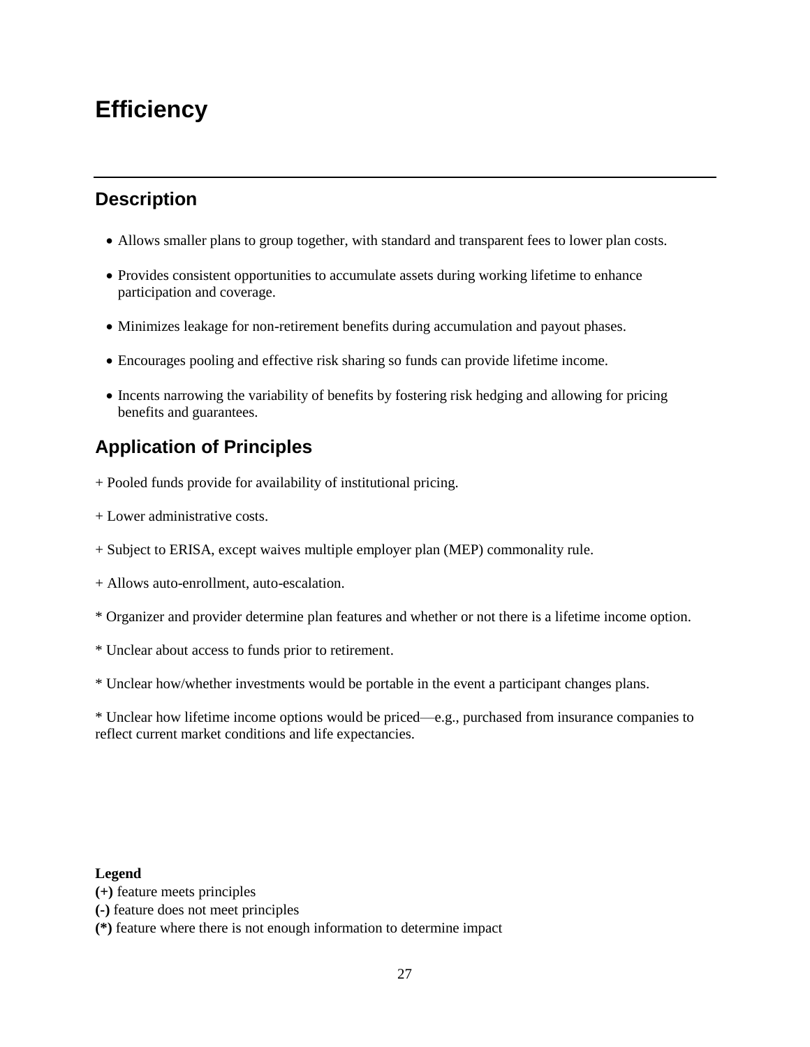# Efficiency

## Description

- Allows smaller plans to group together, with standard and transparent fees to lower plan costs.
- Provides consistent opportunities to accumulate assets during working lifetime to enhance participation and coverage.
- Minimizes leakage for non-retirement benefits during accumulation and payout phases.
- Encourages pooling and effective risk sharing so funds can provide lifetime income.
- Incents narrowing the variability of benefits by fostering risk hedging and allowing for pricing benefits and guarantees.

## Application of Principles

+ Pooled funds provide for availability of institutional pricing.

+ Lower administrative costs.

+ Subject to ERISA, except waives multiple employer plan (MEP) commonality rule.

+ Allows auto-enrollment, auto-escalation.

* Organizer and provider determine plan features and whether or not there is a lifetime income option.

* Unclear about access to funds prior to retirement.

* Unclear how/whether investments would be portable in the event a participant changes plans.

* Unclear how lifetime income options would be priced—e.g., purchased from insurance companies to reflect current market conditions and life expectancies.

**Legend**
**(+)** feature meets principles
**(-)** feature does not meet principles
**(*)** feature where there is not enough information to determine impact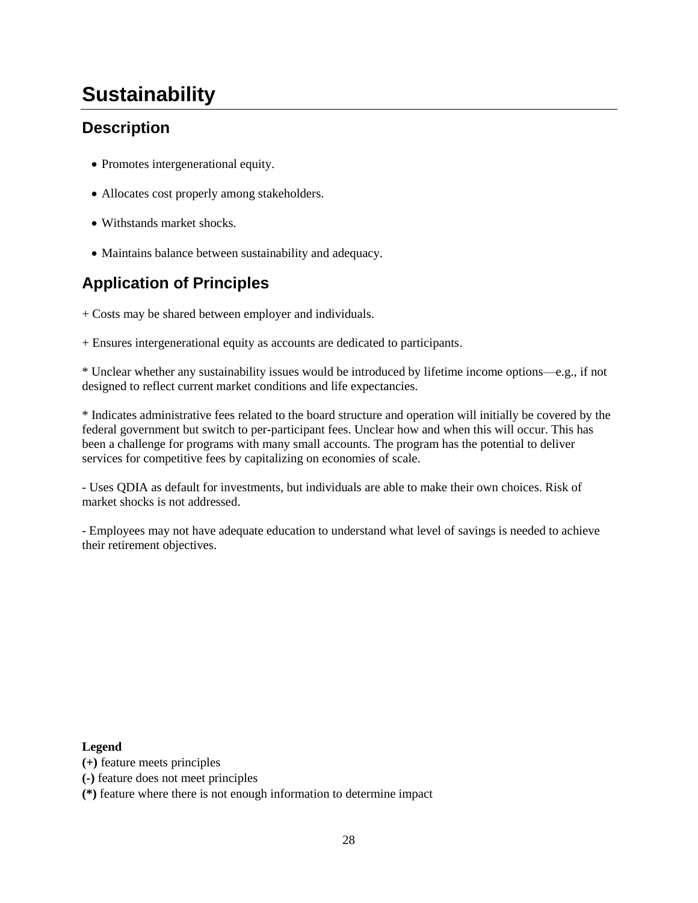# Sustainability

## Description

- Promotes intergenerational equity.
- Allocates cost properly among stakeholders.
- Withstands market shocks.
- Maintains balance between sustainability and adequacy.

## Application of Principles

+ Costs may be shared between employer and individuals.

+ Ensures intergenerational equity as accounts are dedicated to participants.

* Unclear whether any sustainability issues would be introduced by lifetime income options—e.g., if not designed to reflect current market conditions and life expectancies.

* Indicates administrative fees related to the board structure and operation will initially be covered by the federal government but switch to per-participant fees. Unclear how and when this will occur. This has been a challenge for programs with many small accounts. The program has the potential to deliver services for competitive fees by capitalizing on economies of scale.

- Uses QDIA as default for investments, but individuals are able to make their own choices. Risk of market shocks is not addressed.

- Employees may not have adequate education to understand what level of savings is needed to achieve their retirement objectives.

**Legend**
**(+)** feature meets principles
**(-)** feature does not meet principles
**(*)** feature where there is not enough information to determine impact